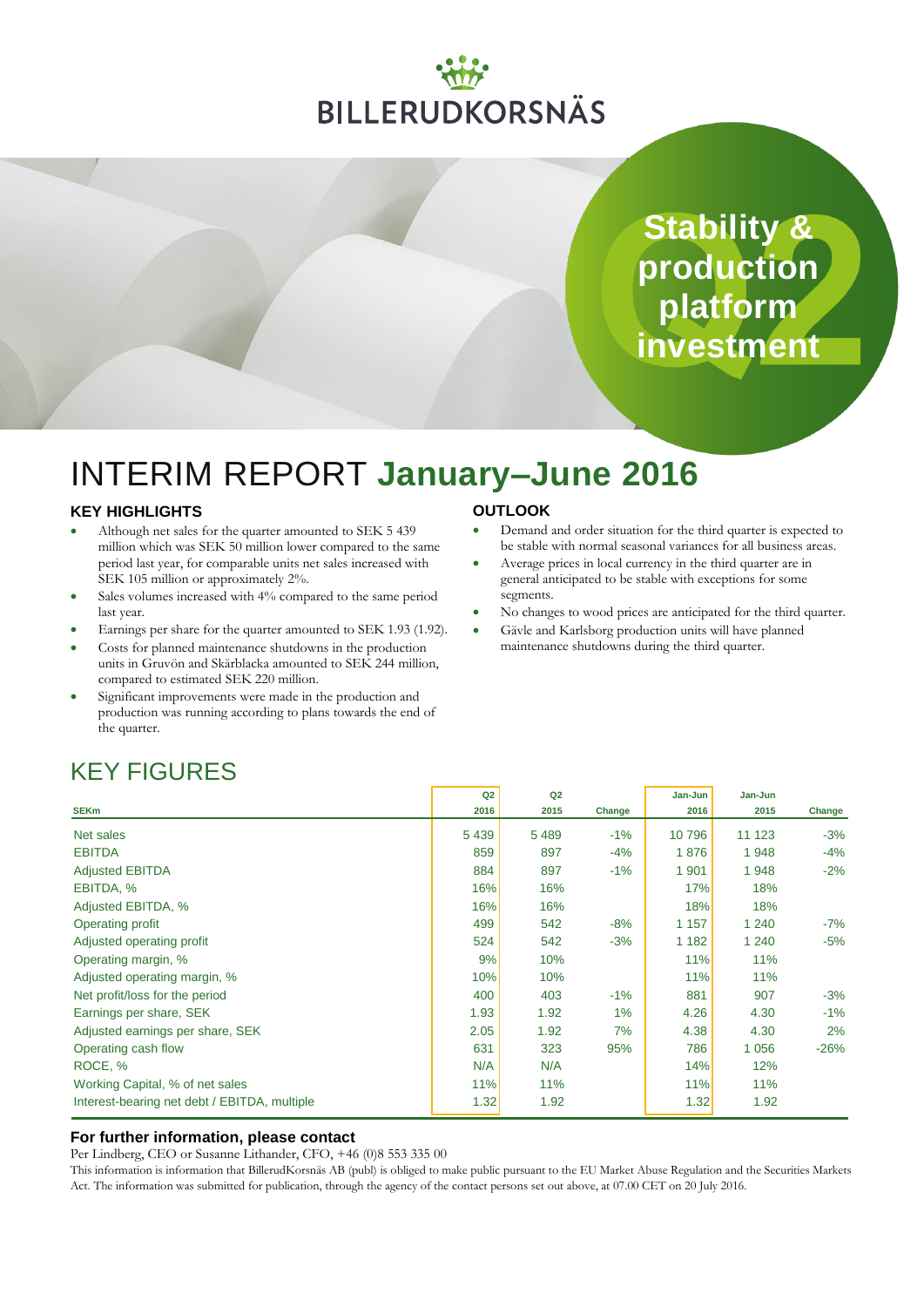BILLERUDKORSNÄS

Stability & production platform investment

# INTERIM REPORT January–June 2016

### KEY HIGHLIGHTS

- Although net sales for the quarter amounted to SEK 5 439 million which was SEK 50 million lower compared to the same period last year, for comparable units net sales increased with SEK 105 million or approximately 2%.
- Sales volumes increased with 4% compared to the same period last year.
- Earnings per share for the quarter amounted to SEK 1.93 (1.92).
- Costs for planned maintenance shutdowns in the production units in Gruvön and Skärblacka amounted to SEK 244 million, compared to estimated SEK 220 million.
- Significant improvements were made in the production and production was running according to plans towards the end of the quarter.

### OUTLOOK

- Demand and order situation for the third quarter is expected to be stable with normal seasonal variances for all business areas.
- Average prices in local currency in the third quarter are in general anticipated to be stable with exceptions for some segments.
- No changes to wood prices are anticipated for the third quarter.
- Gävle and Karlsborg production units will have planned maintenance shutdowns during the third quarter.

## KEY FIGURES

| SEKm | Q2 2016 | Q2 2015 | Change | Jan-Jun 2016 | Jan-Jun 2015 | Change |
|---|---|---|---|---|---|---|
| Net sales | 5 439 | 5 489 | -1% | 10 796 | 11 123 | -3% |
| EBITDA | 859 | 897 | -4% | 1 876 | 1 948 | -4% |
| Adjusted EBITDA | 884 | 897 | -1% | 1 901 | 1 948 | -2% |
| EBITDA, % | 16% | 16% | | 17% | 18% | |
| Adjusted EBITDA, % | 16% | 16% | | 18% | 18% | |
| Operating profit | 499 | 542 | -8% | 1 157 | 1 240 | -7% |
| Adjusted operating profit | 524 | 542 | -3% | 1 182 | 1 240 | -5% |
| Operating margin, % | 9% | 10% | | 11% | 11% | |
| Adjusted operating margin, % | 10% | 10% | | 11% | 11% | |
| Net profit/loss for the period | 400 | 403 | -1% | 881 | 907 | -3% |
| Earnings per share, SEK | 1.93 | 1.92 | 1% | 4.26 | 4.30 | -1% |
| Adjusted earnings per share, SEK | 2.05 | 1.92 | 7% | 4.38 | 4.30 | 2% |
| Operating cash flow | 631 | 323 | 95% | 786 | 1 056 | -26% |
| ROCE, % | N/A | N/A | | 14% | 12% | |
| Working Capital, % of net sales | 11% | 11% | | 11% | 11% | |
| Interest-bearing net debt / EBITDA, multiple | 1.32 | 1.92 | | 1.32 | 1.92 | |

### For further information, please contact

Per Lindberg, CEO or Susanne Lithander, CFO, +46 (0)8 553 335 00

This information is information that BillerudKorsnäs AB (publ) is obliged to make public pursuant to the EU Market Abuse Regulation and the Securities Markets Act. The information was submitted for publication, through the agency of the contact persons set out above, at 07.00 CET on 20 July 2016.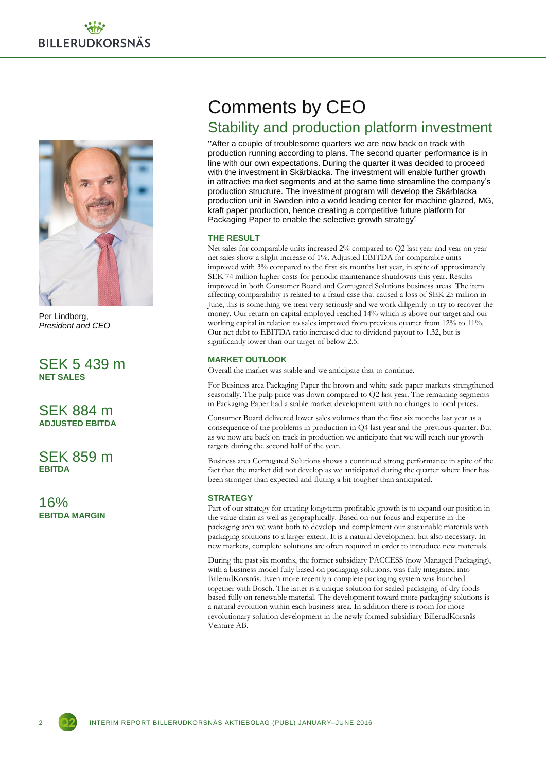Per Lindberg,
*President and CEO*

SEK 5 439 m
**NET SALES**

SEK 884 m
**ADJUSTED EBITDA**

SEK 859 m
**EBITDA**

16%
**EBITDA MARGIN**

# Comments by CEO

## Stability and production platform investment

"After a couple of troublesome quarters we are now back on track with production running according to plans. The second quarter performance is in line with our own expectations. During the quarter it was decided to proceed with the investment in Skärblacka. The investment will enable further growth in attractive market segments and at the same time streamline the company's production structure. The investment program will develop the Skärblacka production unit in Sweden into a world leading center for machine glazed, MG, kraft paper production, hence creating a competitive future platform for Packaging Paper to enable the selective growth strategy"

### THE RESULT

Net sales for comparable units increased 2% compared to Q2 last year and year on year net sales show a slight increase of 1%. Adjusted EBITDA for comparable units improved with 3% compared to the first six months last year, in spite of approximately SEK 74 million higher costs for periodic maintenance shutdowns this year. Results improved in both Consumer Board and Corrugated Solutions business areas. The item affecting comparability is related to a fraud case that caused a loss of SEK 25 million in June, this is something we treat very seriously and we work diligently to try to recover the money. Our return on capital employed reached 14% which is above our target and our working capital in relation to sales improved from previous quarter from 12% to 11%. Our net debt to EBITDA ratio increased due to dividend payout to 1.32, but is significantly lower than our target of below 2.5.

### MARKET OUTLOOK

Overall the market was stable and we anticipate that to continue.

For Business area Packaging Paper the brown and white sack paper markets strengthened seasonally. The pulp price was down compared to Q2 last year. The remaining segments in Packaging Paper had a stable market development with no changes to local prices.

Consumer Board delivered lower sales volumes than the first six months last year as a consequence of the problems in production in Q4 last year and the previous quarter. But as we now are back on track in production we anticipate that we will reach our growth targets during the second half of the year.

Business area Corrugated Solutions shows a continued strong performance in spite of the fact that the market did not develop as we anticipated during the quarter where liner has been stronger than expected and fluting a bit tougher than anticipated.

### STRATEGY

Part of our strategy for creating long-term profitable growth is to expand our position in the value chain as well as geographically. Based on our focus and expertise in the packaging area we want both to develop and complement our sustainable materials with packaging solutions to a larger extent. It is a natural development but also necessary. In new markets, complete solutions are often required in order to introduce new materials.

During the past six months, the former subsidiary PACCESS (now Managed Packaging), with a business model fully based on packaging solutions, was fully integrated into BillerudKorsnäs. Even more recently a complete packaging system was launched together with Bosch. The latter is a unique solution for sealed packaging of dry foods based fully on renewable material. The development toward more packaging solutions is a natural evolution within each business area. In addition there is room for more revolutionary solution development in the newly formed subsidiary BillerudKorsnäs Venture AB.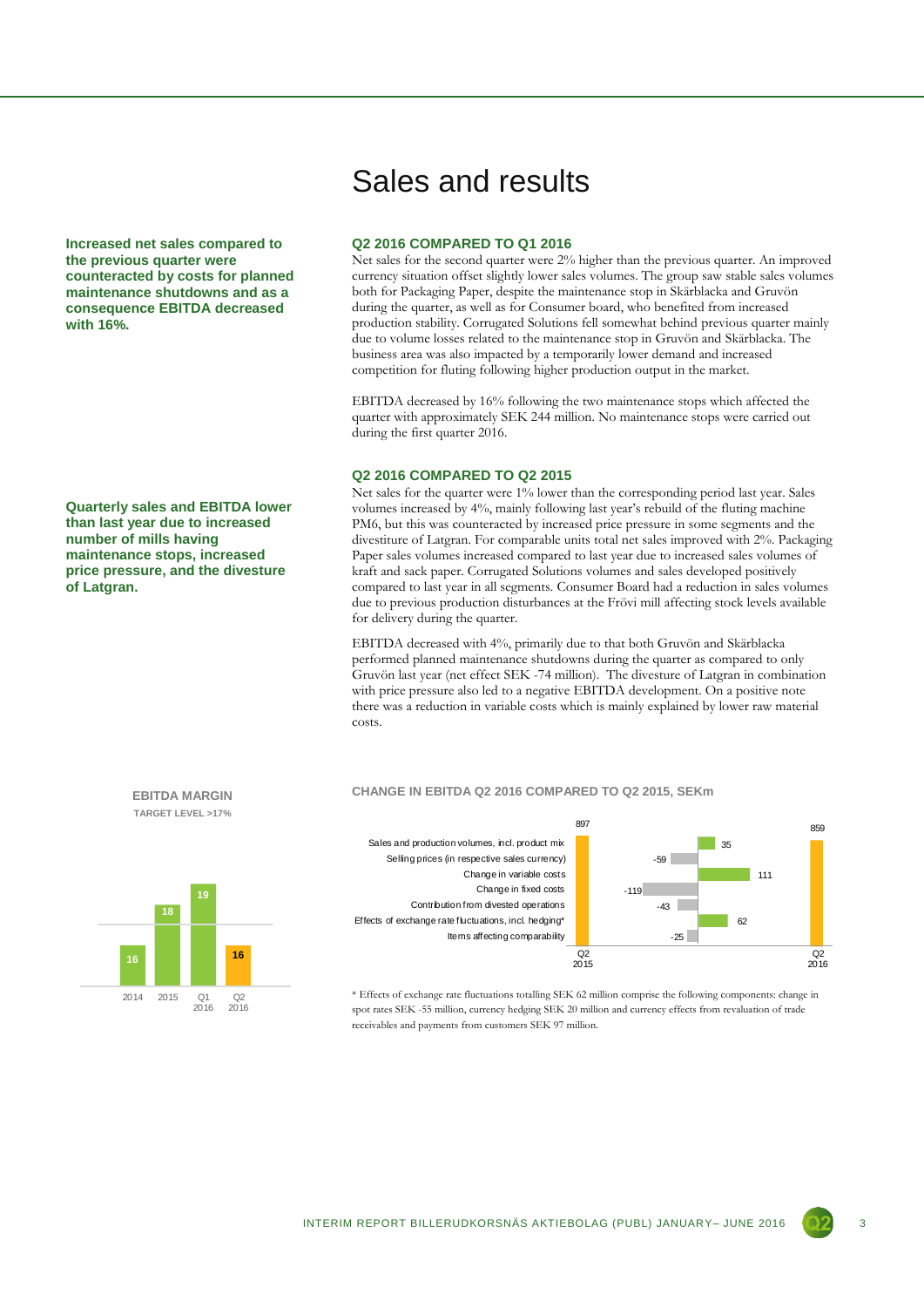# Sales and results

**Increased net sales compared to the previous quarter were counteracted by costs for planned maintenance shutdowns and as a consequence EBITDA decreased with 16%.**

## Q2 2016 COMPARED TO Q1 2016

Net sales for the second quarter were 2% higher than the previous quarter. An improved currency situation offset slightly lower sales volumes. The group saw stable sales volumes both for Packaging Paper, despite the maintenance stop in Skärblacka and Gruvön during the quarter, as well as for Consumer board, who benefited from increased production stability. Corrugated Solutions fell somewhat behind previous quarter mainly due to volume losses related to the maintenance stop in Gruvön and Skärblacka. The business area was also impacted by a temporarily lower demand and increased competition for fluting following higher production output in the market.

EBITDA decreased by 16% following the two maintenance stops which affected the quarter with approximately SEK 244 million. No maintenance stops were carried out during the first quarter 2016.

**Quarterly sales and EBITDA lower than last year due to increased number of mills having maintenance stops, increased price pressure, and the divesture of Latgran.**

## Q2 2016 COMPARED TO Q2 2015

Net sales for the quarter were 1% lower than the corresponding period last year. Sales volumes increased by 4%, mainly following last year's rebuild of the fluting machine PM6, but this was counteracted by increased price pressure in some segments and the divestiture of Latgran. For comparable units total net sales improved with 2%. Packaging Paper sales volumes increased compared to last year due to increased sales volumes of kraft and sack paper. Corrugated Solutions volumes and sales developed positively compared to last year in all segments. Consumer Board had a reduction in sales volumes due to previous production disturbances at the Frövi mill affecting stock levels available for delivery during the quarter.

EBITDA decreased with 4%, primarily due to that both Gruvön and Skärblacka performed planned maintenance shutdowns during the quarter as compared to only Gruvön last year (net effect SEK -74 million). The divesture of Latgran in combination with price pressure also led to a negative EBITDA development. On a positive note there was a reduction in variable costs which is mainly explained by lower raw material costs.

**EBITDA MARGIN**
TARGET LEVEL >17%

| Period | EBITDA margin, % |
|---|---|
| 2014 | 16 |
| 2015 | 18 |
| Q1 2016 | 19 |
| Q2 2016 | 16 |

**CHANGE IN EBITDA Q2 2016 COMPARED TO Q2 2015, SEKm**

| Item | SEKm |
|---|---|
| Q2 2015 | 897 |
| Sales and production volumes, incl. product mix | 35 |
| Selling prices (in respective sales currency) | -59 |
| Change in variable costs | 111 |
| Change in fixed costs | -119 |
| Contribution from divested operations | -43 |
| Effects of exchange rate fluctuations, incl. hedging* | 62 |
| Items affecting comparability | -25 |
| Q2 2016 | 859 |

* Effects of exchange rate fluctuations totalling SEK 62 million comprise the following components: change in spot rates SEK -55 million, currency hedging SEK 20 million and currency effects from revaluation of trade receivables and payments from customers SEK 97 million.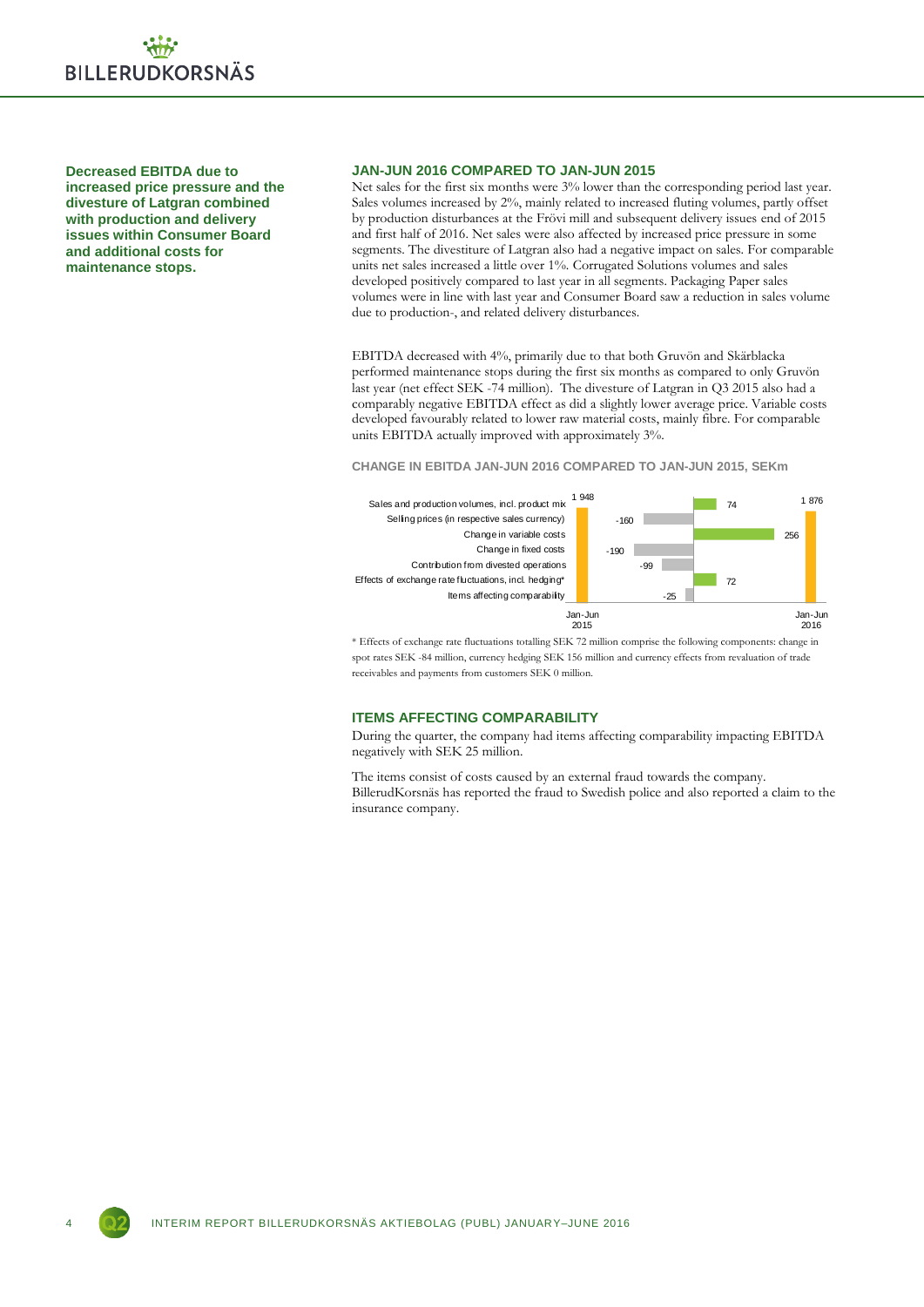**Decreased EBITDA due to increased price pressure and the divesture of Latgran combined with production and delivery issues within Consumer Board and additional costs for maintenance stops.**

### JAN-JUN 2016 COMPARED TO JAN-JUN 2015

Net sales for the first six months were 3% lower than the corresponding period last year. Sales volumes increased by 2%, mainly related to increased fluting volumes, partly offset by production disturbances at the Frövi mill and subsequent delivery issues end of 2015 and first half of 2016. Net sales were also affected by increased price pressure in some segments. The divestiture of Latgran also had a negative impact on sales. For comparable units net sales increased a little over 1%. Corrugated Solutions volumes and sales developed positively compared to last year in all segments. Packaging Paper sales volumes were in line with last year and Consumer Board saw a reduction in sales volume due to production-, and related delivery disturbances.

EBITDA decreased with 4%, primarily due to that both Gruvön and Skärblacka performed maintenance stops during the first six months as compared to only Gruvön last year (net effect SEK -74 million). The divesture of Latgran in Q3 2015 also had a comparably negative EBITDA effect as did a slightly lower average price. Variable costs developed favourably related to lower raw material costs, mainly fibre. For comparable units EBITDA actually improved with approximately 3%.

**CHANGE IN EBITDA JAN-JUN 2016 COMPARED TO JAN-JUN 2015, SEKm**

| | SEKm |
|---|---|
| Jan-Jun 2015 | 1 948 |
| Sales and production volumes, incl. product mix | 74 |
| Selling prices (in respective sales currency) | -160 |
| Change in variable costs | 256 |
| Change in fixed costs | -190 |
| Contribution from divested operations | -99 |
| Effects of exchange rate fluctuations, incl. hedging* | 72 |
| Items affecting comparability | -25 |
| Jan-Jun 2016 | 1 876 |

\* Effects of exchange rate fluctuations totalling SEK 72 million comprise the following components: change in spot rates SEK -84 million, currency hedging SEK 156 million and currency effects from revaluation of trade receivables and payments from customers SEK 0 million.

### ITEMS AFFECTING COMPARABILITY

During the quarter, the company had items affecting comparability impacting EBITDA negatively with SEK 25 million.

The items consist of costs caused by an external fraud towards the company. BillerudKorsnäs has reported the fraud to Swedish police and also reported a claim to the insurance company.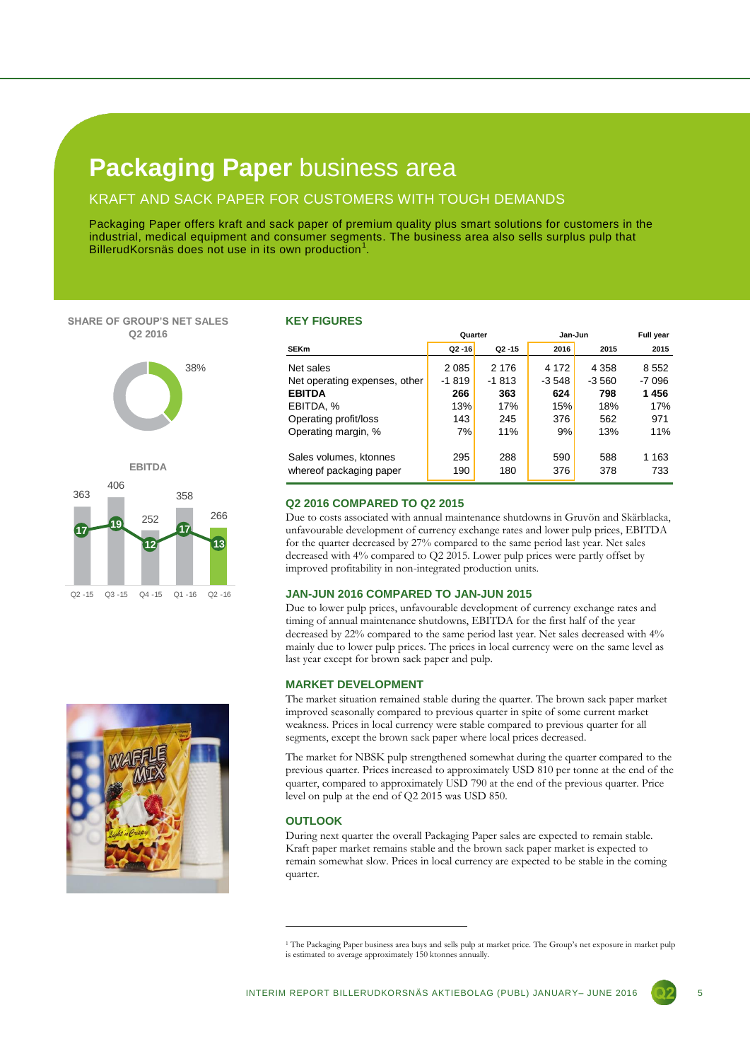# **Packaging Paper** business area

## KRAFT AND SACK PAPER FOR CUSTOMERS WITH TOUGH DEMANDS

Packaging Paper offers kraft and sack paper of premium quality plus smart solutions for customers in the industrial, medical equipment and consumer segments. The business area also sells surplus pulp that BillerudKorsnäs does not use in its own production[1].

**SHARE OF GROUP'S NET SALES Q2 2016**

38%

**EBITDA**

| | Q2 -15 | Q3 -15 | Q4 -15 | Q1 -16 | Q2 -16 |
|---|---|---|---|---|---|
| EBITDA, SEKm | 363 | 406 | 252 | 358 | 266 |
| EBITDA, % | 17 | 19 | 12 | 17 | 13 |

### KEY FIGURES

| | Quarter | | Jan-Jun | | Full year |
|---|---|---|---|---|---|
| **SEKm** | **Q2 -16** | **Q2 -15** | **2016** | **2015** | **2015** |
| Net sales | 2 085 | 2 176 | 4 172 | 4 358 | 8 552 |
| Net operating expenses, other | -1 819 | -1 813 | -3 548 | -3 560 | -7 096 |
| **EBITDA** | **266** | **363** | **624** | **798** | **1 456** |
| EBITDA, % | 13% | 17% | 15% | 18% | 17% |
| Operating profit/loss | 143 | 245 | 376 | 562 | 971 |
| Operating margin, % | 7% | 11% | 9% | 13% | 11% |
| | | | | | |
| Sales volumes, ktonnes | 295 | 288 | 590 | 588 | 1 163 |
| whereof packaging paper | 190 | 180 | 376 | 378 | 733 |

### Q2 2016 COMPARED TO Q2 2015

Due to costs associated with annual maintenance shutdowns in Gruvön and Skärblacka, unfavourable development of currency exchange rates and lower pulp prices, EBITDA for the quarter decreased by 27% compared to the same period last year. Net sales decreased with 4% compared to Q2 2015. Lower pulp prices were partly offset by improved profitability in non-integrated production units.

### JAN-JUN 2016 COMPARED TO JAN-JUN 2015

Due to lower pulp prices, unfavourable development of currency exchange rates and timing of annual maintenance shutdowns, EBITDA for the first half of the year decreased by 22% compared to the same period last year. Net sales decreased with 4% mainly due to lower pulp prices. The prices in local currency were on the same level as last year except for brown sack paper and pulp.

### MARKET DEVELOPMENT

The market situation remained stable during the quarter. The brown sack paper market improved seasonally compared to previous quarter in spite of some current market weakness. Prices in local currency were stable compared to previous quarter for all segments, except the brown sack paper where local prices decreased.

The market for NBSK pulp strengthened somewhat during the quarter compared to the previous quarter. Prices increased to approximately USD 810 per tonne at the end of the quarter, compared to approximately USD 790 at the end of the previous quarter. Price level on pulp at the end of Q2 2015 was USD 850.

### OUTLOOK

During next quarter the overall Packaging Paper sales are expected to remain stable. Kraft paper market remains stable and the brown sack paper market is expected to remain somewhat slow. Prices in local currency are expected to be stable in the coming quarter.

[1] The Packaging Paper business area buys and sells pulp at market price. The Group's net exposure in market pulp is estimated to average approximately 150 ktonnes annually.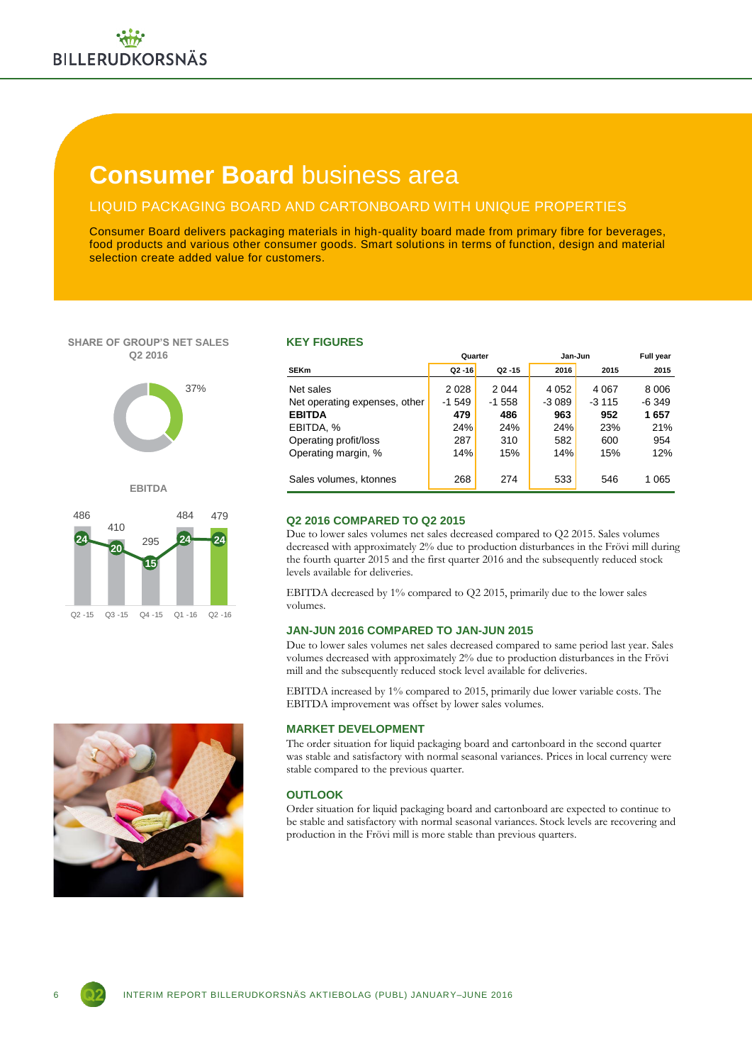# Consumer Board business area

## LIQUID PACKAGING BOARD AND CARTONBOARD WITH UNIQUE PROPERTIES

Consumer Board delivers packaging materials in high-quality board made from primary fibre for beverages, food products and various other consumer goods. Smart solutions in terms of function, design and material selection create added value for customers.

**SHARE OF GROUP'S NET SALES Q2 2016**

37%

**EBITDA**

| | Q2 -15 | Q3 -15 | Q4 -15 | Q1 -16 | Q2 -16 |
|---|---|---|---|---|---|
| EBITDA | 486 | 410 | 295 | 484 | 479 |
| EBITDA, % | 24 | 20 | 15 | 24 | 24 |

### KEY FIGURES

| | Quarter | | Jan-Jun | | Full year |
|---|---|---|---|---|---|
| **SEKm** | **Q2 -16** | **Q2 -15** | **2016** | **2015** | **2015** |
| Net sales | 2 028 | 2 044 | 4 052 | 4 067 | 8 006 |
| Net operating expenses, other | -1 549 | -1 558 | -3 089 | -3 115 | -6 349 |
| **EBITDA** | **479** | **486** | **963** | **952** | **1 657** |
| EBITDA, % | 24% | 24% | 24% | 23% | 21% |
| Operating profit/loss | 287 | 310 | 582 | 600 | 954 |
| Operating margin, % | 14% | 15% | 14% | 15% | 12% |
| Sales volumes, ktonnes | 268 | 274 | 533 | 546 | 1 065 |

### Q2 2016 COMPARED TO Q2 2015

Due to lower sales volumes net sales decreased compared to Q2 2015. Sales volumes decreased with approximately 2% due to production disturbances in the Frövi mill during the fourth quarter 2015 and the first quarter 2016 and the subsequently reduced stock levels available for deliveries.

EBITDA decreased by 1% compared to Q2 2015, primarily due to the lower sales volumes.

### JAN-JUN 2016 COMPARED TO JAN-JUN 2015

Due to lower sales volumes net sales decreased compared to same period last year. Sales volumes decreased with approximately 2% due to production disturbances in the Frövi mill and the subsequently reduced stock level available for deliveries.

EBITDA increased by 1% compared to 2015, primarily due lower variable costs. The EBITDA improvement was offset by lower sales volumes.

### MARKET DEVELOPMENT

The order situation for liquid packaging board and cartonboard in the second quarter was stable and satisfactory with normal seasonal variances. Prices in local currency were stable compared to the previous quarter.

### OUTLOOK

Order situation for liquid packaging board and cartonboard are expected to continue to be stable and satisfactory with normal seasonal variances. Stock levels are recovering and production in the Frövi mill is more stable than previous quarters.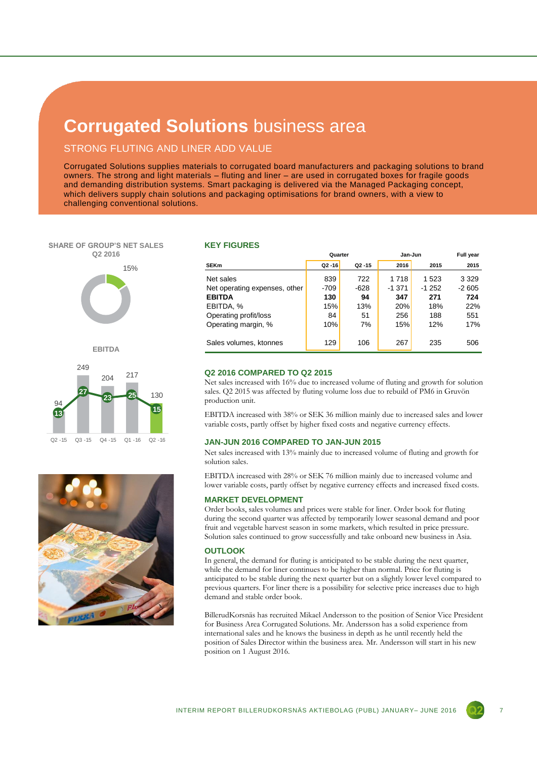# Corrugated Solutions business area

## STRONG FLUTING AND LINER ADD VALUE

Corrugated Solutions supplies materials to corrugated board manufacturers and packaging solutions to brand owners. The strong and light materials – fluting and liner – are used in corrugated boxes for fragile goods and demanding distribution systems. Smart packaging is delivered via the Managed Packaging concept, which delivers supply chain solutions and packaging optimisations for brand owners, with a view to challenging conventional solutions.

**SHARE OF GROUP'S NET SALES Q2 2016**

15%

**EBITDA**

| | Q2 -15 | Q3 -15 | Q4 -15 | Q1 -16 | Q2 -16 |
|---|---|---|---|---|---|
| EBITDA | 94 | 249 | 204 | 217 | 130 |
| EBITDA, % | 13 | 27 | 23 | 25 | 15 |

### KEY FIGURES

| SEKm | Quarter | | Jan-Jun | | Full year |
|---|---|---|---|---|---|
| | Q2 -16 | Q2 -15 | 2016 | 2015 | 2015 |
| Net sales | 839 | 722 | 1 718 | 1 523 | 3 329 |
| Net operating expenses, other | -709 | -628 | -1 371 | -1 252 | -2 605 |
| **EBITDA** | **130** | **94** | **347** | **271** | **724** |
| EBITDA, % | 15% | 13% | 20% | 18% | 22% |
| Operating profit/loss | 84 | 51 | 256 | 188 | 551 |
| Operating margin, % | 10% | 7% | 15% | 12% | 17% |
| Sales volumes, ktonnes | 129 | 106 | 267 | 235 | 506 |

### Q2 2016 COMPARED TO Q2 2015

Net sales increased with 16% due to increased volume of fluting and growth for solution sales. Q2 2015 was affected by fluting volume loss due to rebuild of PM6 in Gruvön production unit.

EBITDA increased with 38% or SEK 36 million mainly due to increased sales and lower variable costs, partly offset by higher fixed costs and negative currency effects.

### JAN-JUN 2016 COMPARED TO JAN-JUN 2015

Net sales increased with 13% mainly due to increased volume of fluting and growth for solution sales.

EBITDA increased with 28% or SEK 76 million mainly due to increased volume and lower variable costs, partly offset by negative currency effects and increased fixed costs.

### MARKET DEVELOPMENT

Order books, sales volumes and prices were stable for liner. Order book for fluting during the second quarter was affected by temporarily lower seasonal demand and poor fruit and vegetable harvest season in some markets, which resulted in price pressure. Solution sales continued to grow successfully and take onboard new business in Asia.

### OUTLOOK

In general, the demand for fluting is anticipated to be stable during the next quarter, while the demand for liner continues to be higher than normal. Price for fluting is anticipated to be stable during the next quarter but on a slightly lower level compared to previous quarters. For liner there is a possibility for selective price increases due to high demand and stable order book.

BillerudKorsnäs has recruited Mikael Andersson to the position of Senior Vice President for Business Area Corrugated Solutions. Mr. Andersson has a solid experience from international sales and he knows the business in depth as he until recently held the position of Sales Director within the business area. Mr. Andersson will start in his new position on 1 August 2016.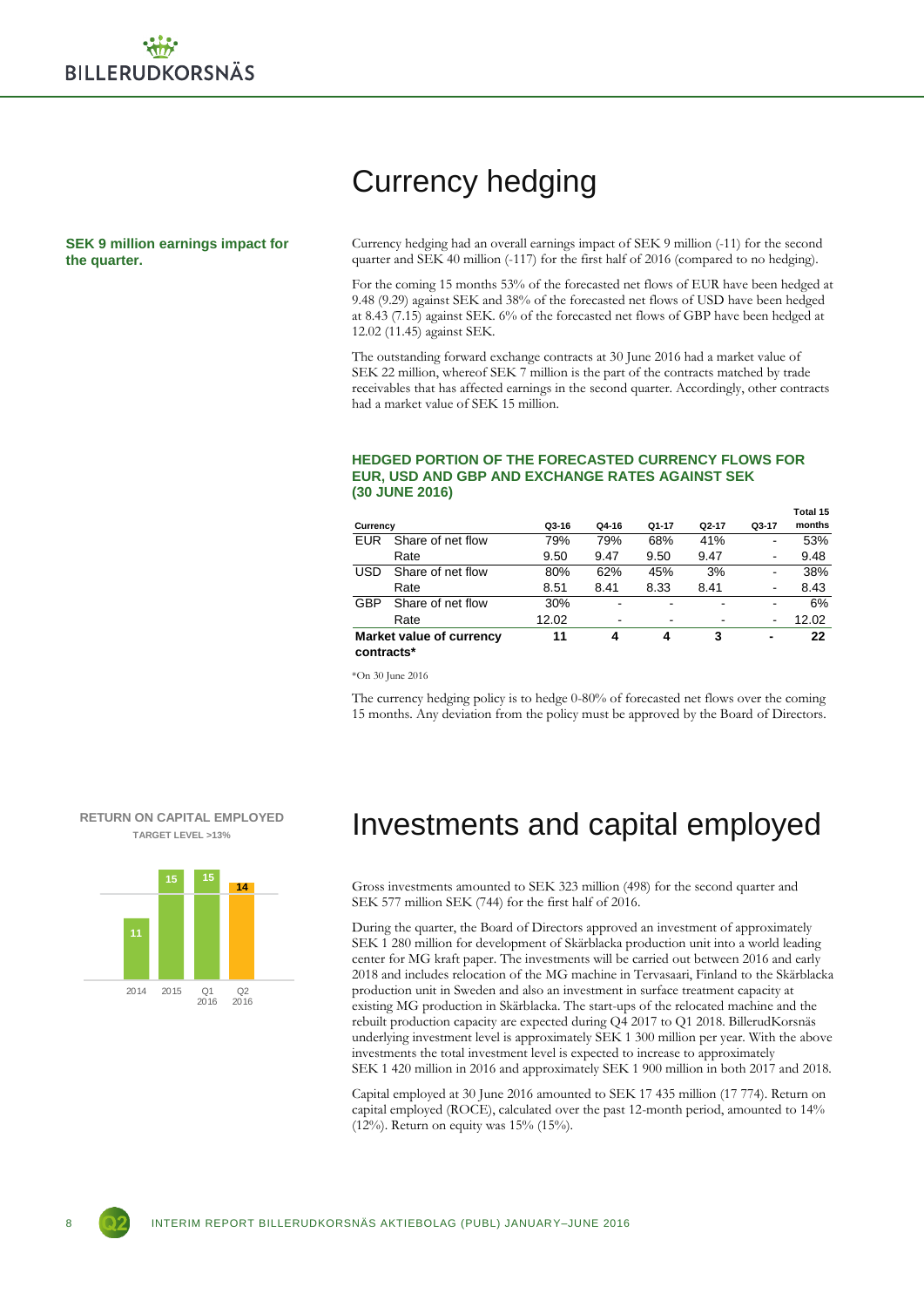# Currency hedging

**SEK 9 million earnings impact for the quarter.**

Currency hedging had an overall earnings impact of SEK 9 million (-11) for the second quarter and SEK 40 million (-117) for the first half of 2016 (compared to no hedging).

For the coming 15 months 53% of the forecasted net flows of EUR have been hedged at 9.48 (9.29) against SEK and 38% of the forecasted net flows of USD have been hedged at 8.43 (7.15) against SEK. 6% of the forecasted net flows of GBP have been hedged at 12.02 (11.45) against SEK.

The outstanding forward exchange contracts at 30 June 2016 had a market value of SEK 22 million, whereof SEK 7 million is the part of the contracts matched by trade receivables that has affected earnings in the second quarter. Accordingly, other contracts had a market value of SEK 15 million.

### HEDGED PORTION OF THE FORECASTED CURRENCY FLOWS FOR EUR, USD AND GBP AND EXCHANGE RATES AGAINST SEK (30 JUNE 2016)

| Currency | | Q3-16 | Q4-16 | Q1-17 | Q2-17 | Q3-17 | Total 15 months |
|---|---|---|---|---|---|---|---|
| EUR | Share of net flow | 79% | 79% | 68% | 41% | - | 53% |
| | Rate | 9.50 | 9.47 | 9.50 | 9.47 | - | 9.48 |
| USD | Share of net flow | 80% | 62% | 45% | 3% | - | 38% |
| | Rate | 8.51 | 8.41 | 8.33 | 8.41 | - | 8.43 |
| GBP | Share of net flow | 30% | - | - | - | - | 6% |
| | Rate | 12.02 | - | - | - | - | 12.02 |
| **Market value of currency contracts*** | | **11** | **4** | **4** | **3** | **-** | **22** |

*On 30 June 2016

The currency hedging policy is to hedge 0-80% of forecasted net flows over the coming 15 months. Any deviation from the policy must be approved by the Board of Directors.

# Investments and capital employed

**RETURN ON CAPITAL EMPLOYED**
TARGET LEVEL >13%

| 2014 | 2015 | Q1 2016 | Q2 2016 |
|---|---|---|---|
| 11 | 15 | 15 | 14 |

Gross investments amounted to SEK 323 million (498) for the second quarter and SEK 577 million SEK (744) for the first half of 2016.

During the quarter, the Board of Directors approved an investment of approximately SEK 1 280 million for development of Skärblacka production unit into a world leading center for MG kraft paper. The investments will be carried out between 2016 and early 2018 and includes relocation of the MG machine in Tervasaari, Finland to the Skärblacka production unit in Sweden and also an investment in surface treatment capacity at existing MG production in Skärblacka. The start-ups of the relocated machine and the rebuilt production capacity are expected during Q4 2017 to Q1 2018. BillerudKorsnäs underlying investment level is approximately SEK 1 300 million per year. With the above investments the total investment level is expected to increase to approximately SEK 1 420 million in 2016 and approximately SEK 1 900 million in both 2017 and 2018.

Capital employed at 30 June 2016 amounted to SEK 17 435 million (17 774). Return on capital employed (ROCE), calculated over the past 12-month period, amounted to 14% (12%). Return on equity was 15% (15%).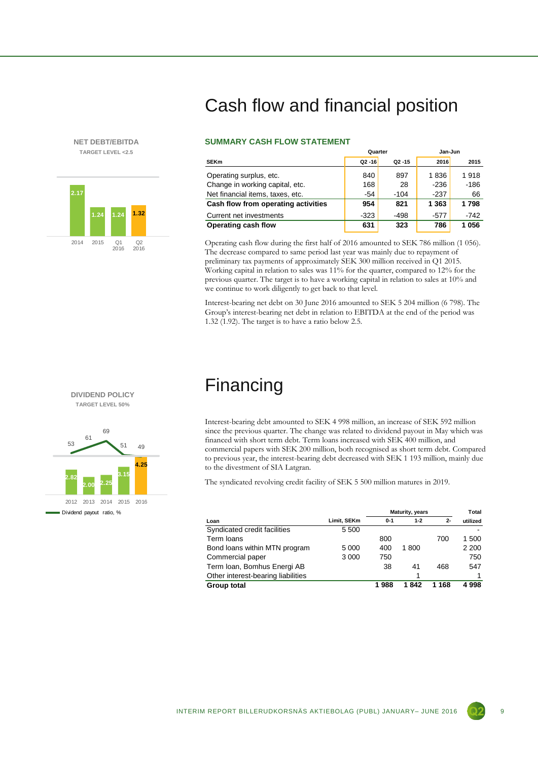# Cash flow and financial position

**NET DEBT/EBITDA**

TARGET LEVEL <2.5

| | 2014 | 2015 | Q1 2016 | Q2 2016 |
|---|---|---|---|---|
| Net debt/EBITDA | 2.17 | 1.24 | 1.24 | 1.32 |

### SUMMARY CASH FLOW STATEMENT

| | Quarter | | Jan-Jun | |
|---|---|---|---|---|
| **SEKm** | **Q2 -16** | **Q2 -15** | **2016** | **2015** |
| Operating surplus, etc. | 840 | 897 | 1 836 | 1 918 |
| Change in working capital, etc. | 168 | 28 | -236 | -186 |
| Net financial items, taxes, etc. | -54 | -104 | -237 | 66 |
| **Cash flow from operating activities** | **954** | **821** | **1 363** | **1 798** |
| Current net investments | -323 | -498 | -577 | -742 |
| **Operating cash flow** | **631** | **323** | **786** | **1 056** |

Operating cash flow during the first half of 2016 amounted to SEK 786 million (1 056). The decrease compared to same period last year was mainly due to repayment of preliminary tax payments of approximately SEK 300 million received in Q1 2015. Working capital in relation to sales was 11% for the quarter, compared to 12% for the previous quarter. The target is to have a working capital in relation to sales at 10% and we continue to work diligently to get back to that level.

Interest-bearing net debt on 30 June 2016 amounted to SEK 5 204 million (6 798). The Group's interest-bearing net debt in relation to EBITDA at the end of the period was 1.32 (1.92). The target is to have a ratio below 2.5.

# Financing

**DIVIDEND POLICY**

TARGET LEVEL 50%

| | 2012 | 2013 | 2014 | 2015 | 2016 |
|---|---|---|---|---|---|
| Dividend | 2.82 | 2.00 | 2.25 | 3.15 | 4.25 |
| Dividend payout ratio, % | 53 | 61 | 69 | 51 | 49 |

Interest-bearing debt amounted to SEK 4 998 million, an increase of SEK 592 million since the previous quarter. The change was related to dividend payout in May which was financed with short term debt. Term loans increased with SEK 400 million, and commercial papers with SEK 200 million, both recognised as short term debt. Compared to previous year, the interest-bearing debt decreased with SEK 1 193 million, mainly due to the divestment of SIA Latgran.

The syndicated revolving credit facility of SEK 5 500 million matures in 2019.

| | | Maturity, years | | | Total |
|---|---|---|---|---|---|
| **Loan** | **Limit, SEKm** | **0-1** | **1-2** | **2-** | **utilized** |
| Syndicated credit facilities | 5 500 | | | | - |
| Term loans | | 800 | | 700 | 1 500 |
| Bond loans within MTN program | 5 000 | 400 | 1 800 | | 2 200 |
| Commercial paper | 3 000 | 750 | | | 750 |
| Term loan, Bomhus Energi AB | | 38 | 41 | 468 | 547 |
| Other interest-bearing liabilities | | | 1 | | 1 |
| **Group total** | | **1 988** | **1 842** | **1 168** | **4 998** |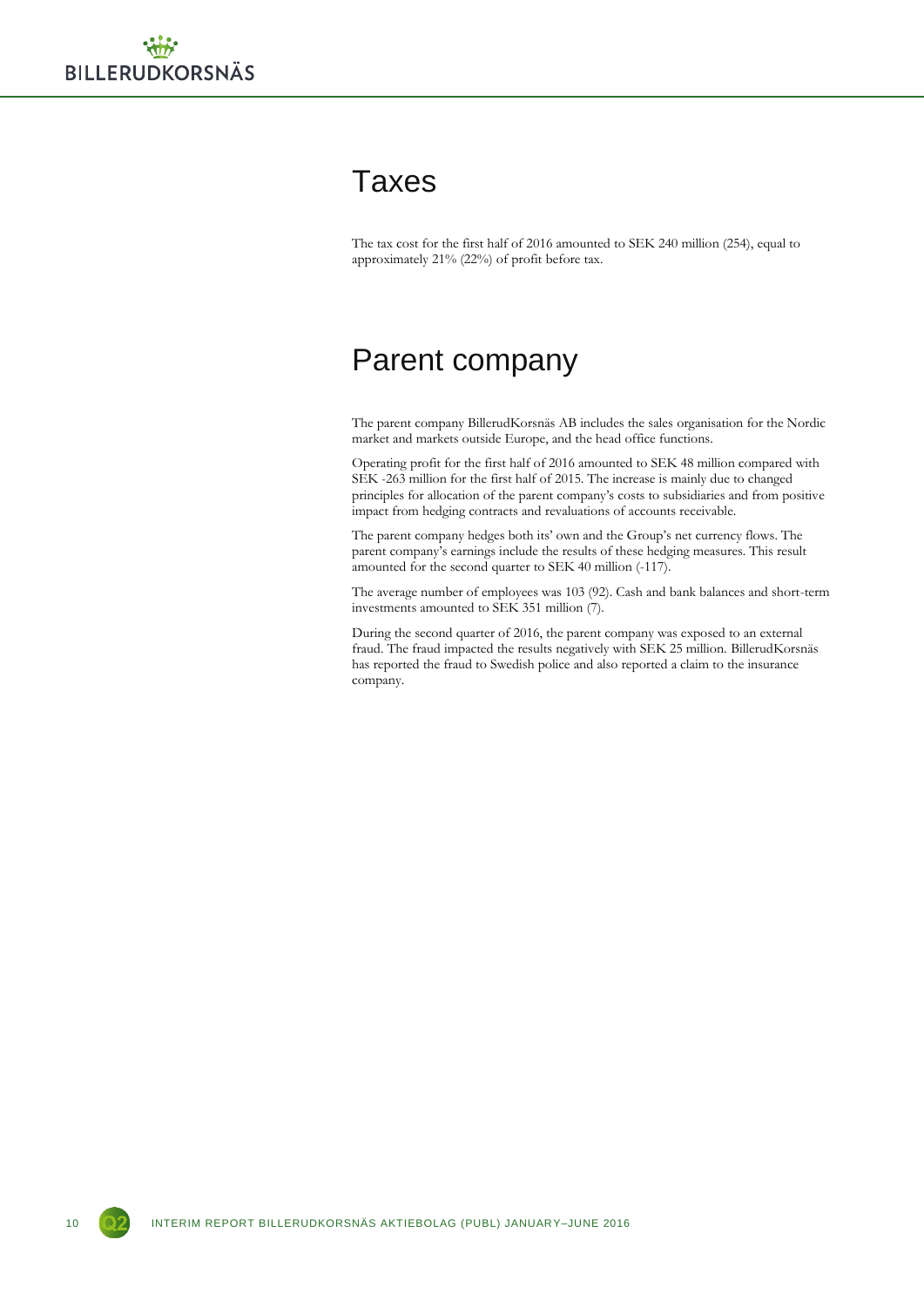# Taxes

The tax cost for the first half of 2016 amounted to SEK 240 million (254), equal to approximately 21% (22%) of profit before tax.

# Parent company

The parent company BillerudKorsnäs AB includes the sales organisation for the Nordic market and markets outside Europe, and the head office functions.

Operating profit for the first half of 2016 amounted to SEK 48 million compared with SEK -263 million for the first half of 2015. The increase is mainly due to changed principles for allocation of the parent company's costs to subsidiaries and from positive impact from hedging contracts and revaluations of accounts receivable.

The parent company hedges both its' own and the Group's net currency flows. The parent company's earnings include the results of these hedging measures. This result amounted for the second quarter to SEK 40 million (-117).

The average number of employees was 103 (92). Cash and bank balances and short-term investments amounted to SEK 351 million (7).

During the second quarter of 2016, the parent company was exposed to an external fraud. The fraud impacted the results negatively with SEK 25 million. BillerudKorsnäs has reported the fraud to Swedish police and also reported a claim to the insurance company.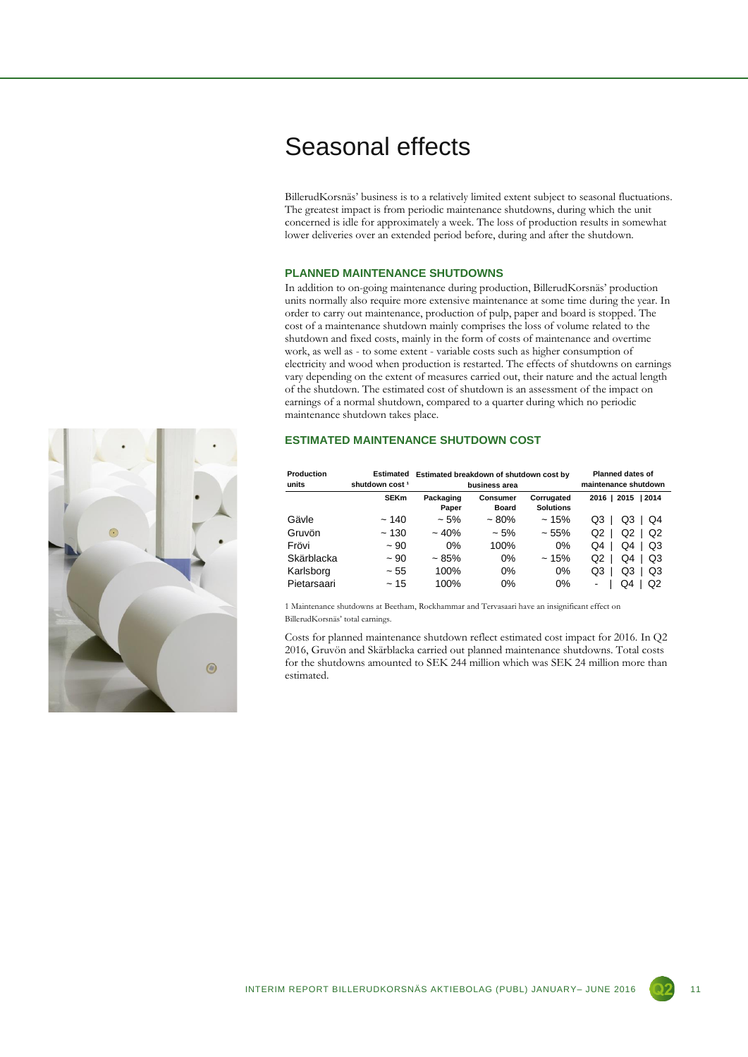# Seasonal effects

BillerudKorsnäs' business is to a relatively limited extent subject to seasonal fluctuations. The greatest impact is from periodic maintenance shutdowns, during which the unit concerned is idle for approximately a week. The loss of production results in somewhat lower deliveries over an extended period before, during and after the shutdown.

## PLANNED MAINTENANCE SHUTDOWNS

In addition to on-going maintenance during production, BillerudKorsnäs' production units normally also require more extensive maintenance at some time during the year. In order to carry out maintenance, production of pulp, paper and board is stopped. The cost of a maintenance shutdown mainly comprises the loss of volume related to the shutdown and fixed costs, mainly in the form of costs of maintenance and overtime work, as well as - to some extent - variable costs such as higher consumption of electricity and wood when production is restarted. The effects of shutdowns on earnings vary depending on the extent of measures carried out, their nature and the actual length of the shutdown. The estimated cost of shutdown is an assessment of the impact on earnings of a normal shutdown, compared to a quarter during which no periodic maintenance shutdown takes place.

## ESTIMATED MAINTENANCE SHUTDOWN COST

| Production units | Estimated shutdown cost [1] | Estimated breakdown of shutdown cost by business area | | | Planned dates of maintenance shutdown | | |
|---|---|---|---|---|---|---|---|
| | SEKm | Packaging Paper | Consumer Board | Corrugated Solutions | 2016 | 2015 | 2014 |
| Gävle | ~ 140 | ~ 5% | ~ 80% | ~ 15% | Q3 | Q3 | Q4 |
| Gruvön | ~ 130 | ~ 40% | ~ 5% | ~ 55% | Q2 | Q2 | Q2 |
| Frövi | ~ 90 | 0% | 100% | 0% | Q4 | Q4 | Q3 |
| Skärblacka | ~ 90 | ~ 85% | 0% | ~ 15% | Q2 | Q4 | Q3 |
| Karlsborg | ~ 55 | 100% | 0% | 0% | Q3 | Q3 | Q3 |
| Pietarsaari | ~ 15 | 100% | 0% | 0% | - | Q4 | Q2 |

1 Maintenance shutdowns at Beetham, Rockhammar and Tervasaari have an insignificant effect on BillerudKorsnäs' total earnings.

Costs for planned maintenance shutdown reflect estimated cost impact for 2016. In Q2 2016, Gruvön and Skärblacka carried out planned maintenance shutdowns. Total costs for the shutdowns amounted to SEK 244 million which was SEK 24 million more than estimated.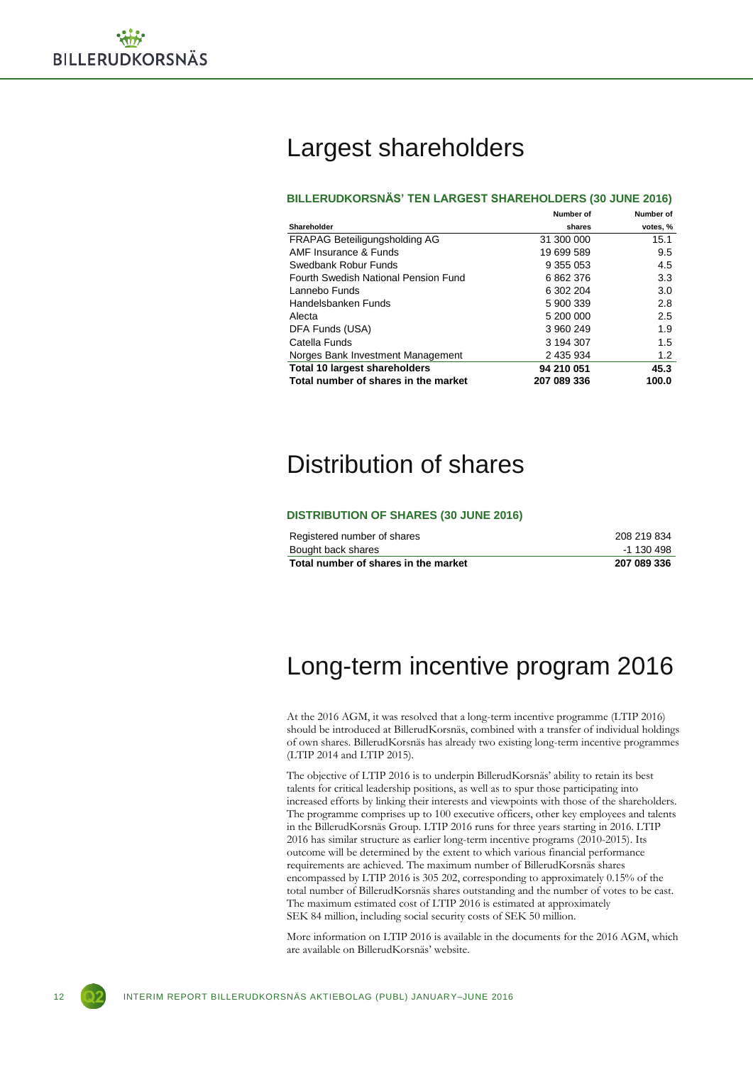# Largest shareholders

### BILLERUDKORSNÄS' TEN LARGEST SHAREHOLDERS (30 JUNE 2016)

| Shareholder | Number of shares | Number of votes, % |
|---|---|---|
| FRAPAG Beteiligungsholding AG | 31 300 000 | 15.1 |
| AMF Insurance & Funds | 19 699 589 | 9.5 |
| Swedbank Robur Funds | 9 355 053 | 4.5 |
| Fourth Swedish National Pension Fund | 6 862 376 | 3.3 |
| Lannebo Funds | 6 302 204 | 3.0 |
| Handelsbanken Funds | 5 900 339 | 2.8 |
| Alecta | 5 200 000 | 2.5 |
| DFA Funds (USA) | 3 960 249 | 1.9 |
| Catella Funds | 3 194 307 | 1.5 |
| Norges Bank Investment Management | 2 435 934 | 1.2 |
| **Total 10 largest shareholders** | **94 210 051** | **45.3** |
| **Total number of shares in the market** | **207 089 336** | **100.0** |

# Distribution of shares

### DISTRIBUTION OF SHARES (30 JUNE 2016)

| | |
|---|---|
| Registered number of shares | 208 219 834 |
| Bought back shares | -1 130 498 |
| **Total number of shares in the market** | **207 089 336** |

# Long-term incentive program 2016

At the 2016 AGM, it was resolved that a long-term incentive programme (LTIP 2016) should be introduced at BillerudKorsnäs, combined with a transfer of individual holdings of own shares. BillerudKorsnäs has already two existing long-term incentive programmes (LTIP 2014 and LTIP 2015).

The objective of LTIP 2016 is to underpin BillerudKorsnäs' ability to retain its best talents for critical leadership positions, as well as to spur those participating into increased efforts by linking their interests and viewpoints with those of the shareholders. The programme comprises up to 100 executive officers, other key employees and talents in the BillerudKorsnäs Group. LTIP 2016 runs for three years starting in 2016. LTIP 2016 has similar structure as earlier long-term incentive programs (2010-2015). Its outcome will be determined by the extent to which various financial performance requirements are achieved. The maximum number of BillerudKorsnäs shares encompassed by LTIP 2016 is 305 202, corresponding to approximately 0.15% of the total number of BillerudKorsnäs shares outstanding and the number of votes to be cast. The maximum estimated cost of LTIP 2016 is estimated at approximately SEK 84 million, including social security costs of SEK 50 million.

More information on LTIP 2016 is available in the documents for the 2016 AGM, which are available on BillerudKorsnäs' website.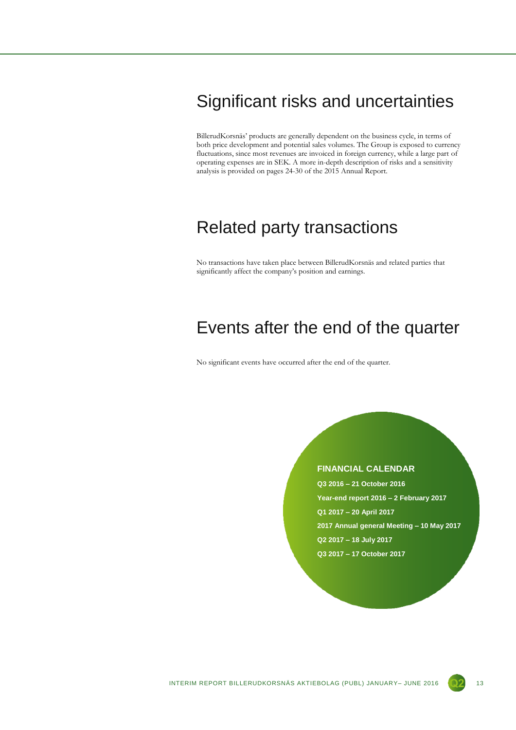# Significant risks and uncertainties

BillerudKorsnäs' products are generally dependent on the business cycle, in terms of both price development and potential sales volumes. The Group is exposed to currency fluctuations, since most revenues are invoiced in foreign currency, while a large part of operating expenses are in SEK. A more in-depth description of risks and a sensitivity analysis is provided on pages 24-30 of the 2015 Annual Report.

# Related party transactions

No transactions have taken place between BillerudKorsnäs and related parties that significantly affect the company's position and earnings.

# Events after the end of the quarter

No significant events have occurred after the end of the quarter.

**FINANCIAL CALENDAR**

**Q3 2016 – 21 October 2016**

**Year-end report 2016 – 2 February 2017**

**Q1 2017 – 20 April 2017**

**2017 Annual general Meeting – 10 May 2017**

**Q2 2017 – 18 July 2017**

**Q3 2017 – 17 October 2017**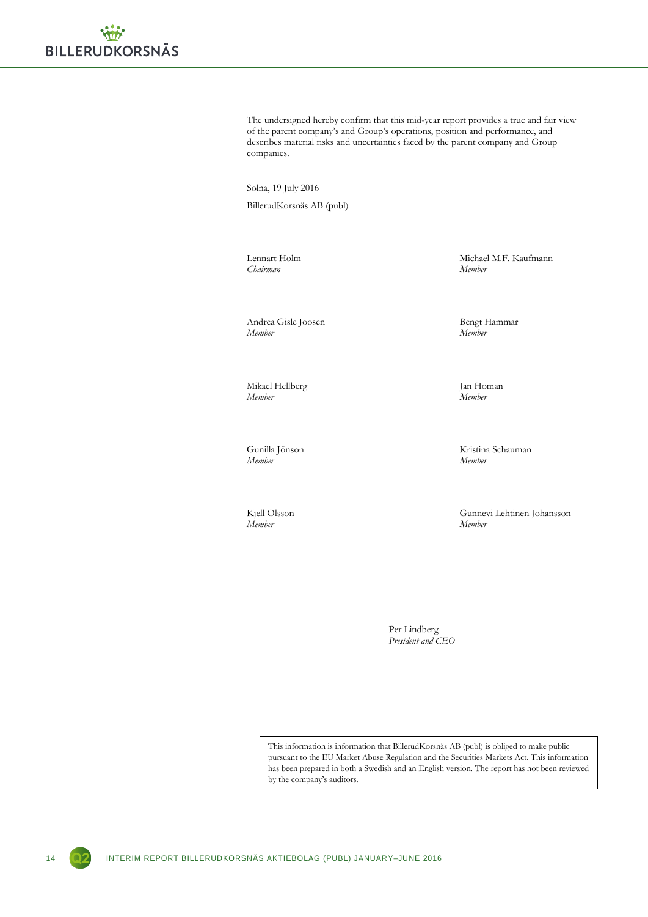The undersigned hereby confirm that this mid-year report provides a true and fair view of the parent company's and Group's operations, position and performance, and describes material risks and uncertainties faced by the parent company and Group companies.

Solna, 19 July 2016

BillerudKorsnäs AB (publ)

Lennart Holm
*Chairman*

Michael M.F. Kaufmann
*Member*

Andrea Gisle Joosen
*Member*

Bengt Hammar
*Member*

Mikael Hellberg
*Member*

Jan Homan
*Member*

Gunilla Jönson
*Member*

Kristina Schauman
*Member*

Kjell Olsson
*Member*

Gunnevi Lehtinen Johansson
*Member*

Per Lindberg
*President and CEO*

This information is information that BillerudKorsnäs AB (publ) is obliged to make public pursuant to the EU Market Abuse Regulation and the Securities Markets Act. This information has been prepared in both a Swedish and an English version. The report has not been reviewed by the company's auditors.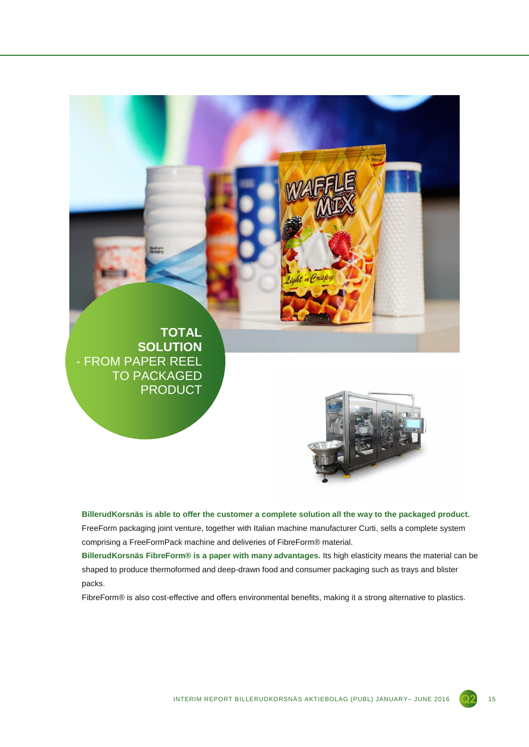## TOTAL SOLUTION
- FROM PAPER REEL TO PACKAGED PRODUCT

**BillerudKorsnäs is able to offer the customer a complete solution all the way to the packaged product.** FreeForm packaging joint venture, together with Italian machine manufacturer Curti, sells a complete system comprising a FreeFormPack machine and deliveries of FibreForm® material.

**BillerudKorsnäs FibreForm® is a paper with many advantages.** Its high elasticity means the material can be shaped to produce thermoformed and deep-drawn food and consumer packaging such as trays and blister packs.

FibreForm® is also cost-effective and offers environmental benefits, making it a strong alternative to plastics.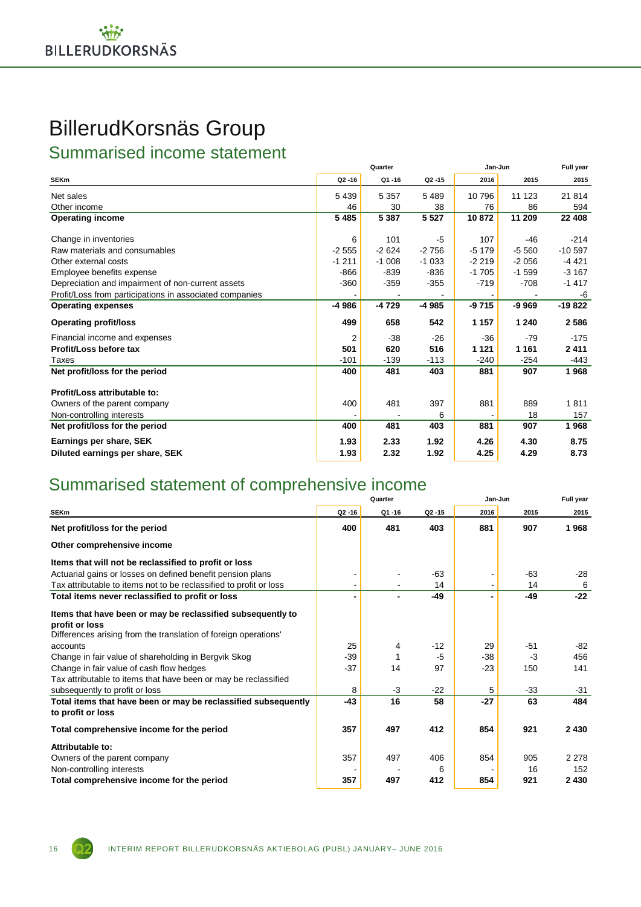# BillerudKorsnäs Group

## Summarised income statement

| | Quarter | | | Jan-Jun | | Full year |
|---|---|---|---|---|---|---|
| **SEKm** | **Q2 -16** | **Q1 -16** | **Q2 -15** | **2016** | **2015** | **2015** |
| Net sales | 5 439 | 5 357 | 5 489 | 10 796 | 11 123 | 21 814 |
| Other income | 46 | 30 | 38 | 76 | 86 | 594 |
| **Operating income** | **5 485** | **5 387** | **5 527** | **10 872** | **11 209** | **22 408** |
| Change in inventories | 6 | 101 | -5 | 107 | -46 | -214 |
| Raw materials and consumables | -2 555 | -2 624 | -2 756 | -5 179 | -5 560 | -10 597 |
| Other external costs | -1 211 | -1 008 | -1 033 | -2 219 | -2 056 | -4 421 |
| Employee benefits expense | -866 | -839 | -836 | -1 705 | -1 599 | -3 167 |
| Depreciation and impairment of non-current assets | -360 | -359 | -355 | -719 | -708 | -1 417 |
| Profit/Loss from participations in associated companies | - | - | - | - | - | -6 |
| **Operating expenses** | **-4 986** | **-4 729** | **-4 985** | **-9 715** | **-9 969** | **-19 822** |
| **Operating profit/loss** | **499** | **658** | **542** | **1 157** | **1 240** | **2 586** |
| Financial income and expenses | 2 | -38 | -26 | -36 | -79 | -175 |
| **Profit/Loss before tax** | **501** | **620** | **516** | **1 121** | **1 161** | **2 411** |
| Taxes | -101 | -139 | -113 | -240 | -254 | -443 |
| **Net profit/loss for the period** | **400** | **481** | **403** | **881** | **907** | **1 968** |
| **Profit/Loss attributable to:** | | | | | | |
| Owners of the parent company | 400 | 481 | 397 | 881 | 889 | 1 811 |
| Non-controlling interests | - | - | 6 | - | 18 | 157 |
| **Net profit/loss for the period** | **400** | **481** | **403** | **881** | **907** | **1 968** |
| **Earnings per share, SEK** | **1.93** | **2.33** | **1.92** | **4.26** | **4.30** | **8.75** |
| **Diluted earnings per share, SEK** | **1.93** | **2.32** | **1.92** | **4.25** | **4.29** | **8.73** |

## Summarised statement of comprehensive income

| | Quarter | | | Jan-Jun | | Full year |
|---|---|---|---|---|---|---|
| **SEKm** | **Q2 -16** | **Q1 -16** | **Q2 -15** | **2016** | **2015** | **2015** |
| **Net profit/loss for the period** | **400** | **481** | **403** | **881** | **907** | **1 968** |
| **Other comprehensive income** | | | | | | |
| **Items that will not be reclassified to profit or loss** | | | | | | |
| Actuarial gains or losses on defined benefit pension plans | - | - | -63 | - | -63 | -28 |
| Tax attributable to items not to be reclassified to profit or loss | - | - | 14 | - | 14 | 6 |
| **Total items never reclassified to profit or loss** | **-** | **-** | **-49** | **-** | **-49** | **-22** |
| **Items that have been or may be reclassified subsequently to profit or loss** | | | | | | |
| Differences arising from the translation of foreign operations' accounts | 25 | 4 | -12 | 29 | -51 | -82 |
| Change in fair value of shareholding in Bergvik Skog | -39 | 1 | -5 | -38 | -3 | 456 |
| Change in fair value of cash flow hedges | -37 | 14 | 97 | -23 | 150 | 141 |
| Tax attributable to items that have been or may be reclassified subsequently to profit or loss | 8 | -3 | -22 | 5 | -33 | -31 |
| **Total items that have been or may be reclassified subsequently to profit or loss** | **-43** | **16** | **58** | **-27** | **63** | **484** |
| **Total comprehensive income for the period** | **357** | **497** | **412** | **854** | **921** | **2 430** |
| **Attributable to:** | | | | | | |
| Owners of the parent company | 357 | 497 | 406 | 854 | 905 | 2 278 |
| Non-controlling interests | - | - | 6 | - | 16 | 152 |
| **Total comprehensive income for the period** | **357** | **497** | **412** | **854** | **921** | **2 430** |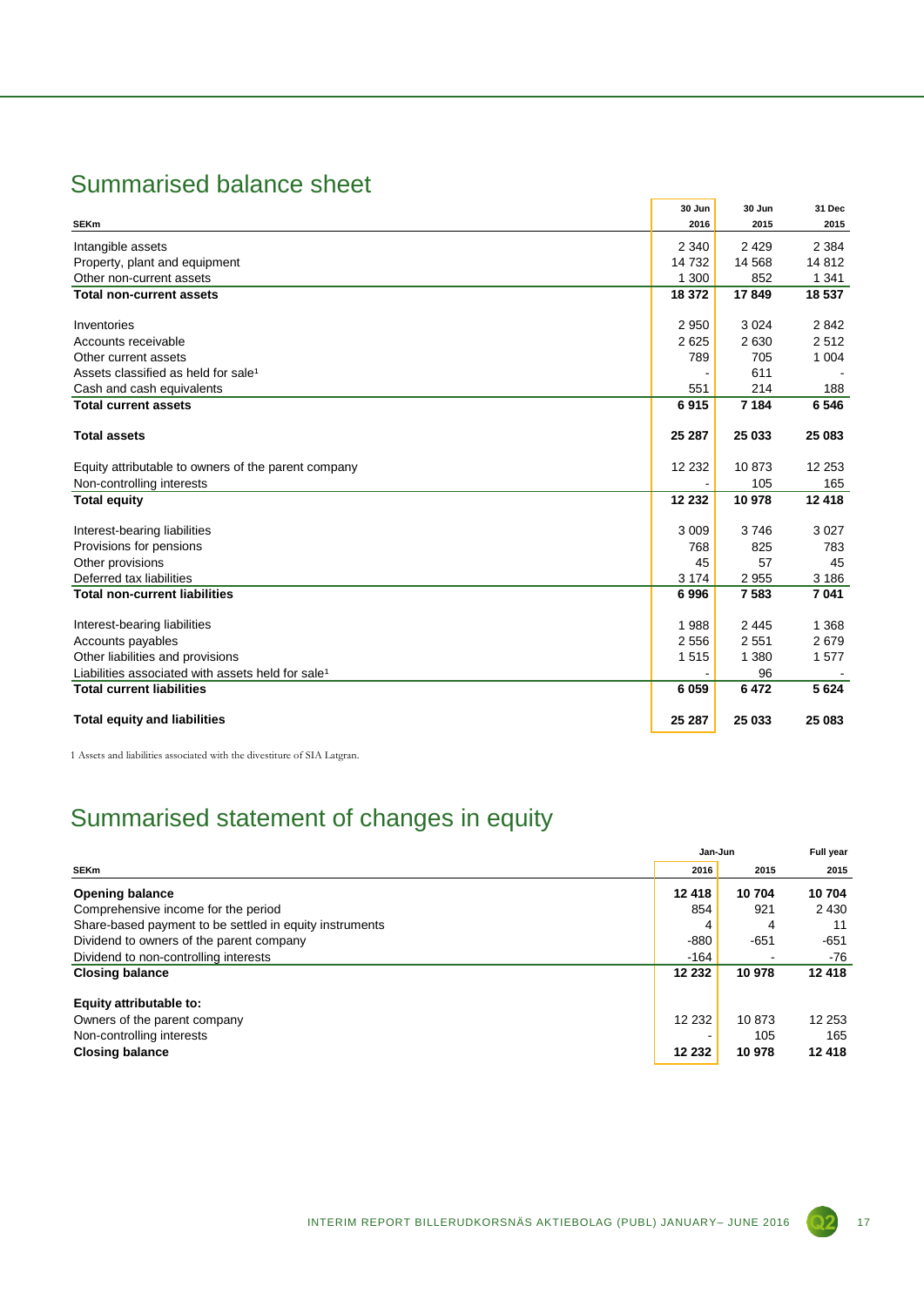## Summarised balance sheet

| SEKm | 30 Jun 2016 | 30 Jun 2015 | 31 Dec 2015 |
|---|---|---|---|
| Intangible assets | 2 340 | 2 429 | 2 384 |
| Property, plant and equipment | 14 732 | 14 568 | 14 812 |
| Other non-current assets | 1 300 | 852 | 1 341 |
| **Total non-current assets** | **18 372** | **17 849** | **18 537** |
| | | | |
| Inventories | 2 950 | 3 024 | 2 842 |
| Accounts receivable | 2 625 | 2 630 | 2 512 |
| Other current assets | 789 | 705 | 1 004 |
| Assets classified as held for sale[1] | - | 611 | - |
| Cash and cash equivalents | 551 | 214 | 188 |
| **Total current assets** | **6 915** | **7 184** | **6 546** |
| | | | |
| **Total assets** | **25 287** | **25 033** | **25 083** |
| | | | |
| Equity attributable to owners of the parent company | 12 232 | 10 873 | 12 253 |
| Non-controlling interests | - | 105 | 165 |
| **Total equity** | **12 232** | **10 978** | **12 418** |
| | | | |
| Interest-bearing liabilities | 3 009 | 3 746 | 3 027 |
| Provisions for pensions | 768 | 825 | 783 |
| Other provisions | 45 | 57 | 45 |
| Deferred tax liabilities | 3 174 | 2 955 | 3 186 |
| **Total non-current liabilities** | **6 996** | **7 583** | **7 041** |
| | | | |
| Interest-bearing liabilities | 1 988 | 2 445 | 1 368 |
| Accounts payables | 2 556 | 2 551 | 2 679 |
| Other liabilities and provisions | 1 515 | 1 380 | 1 577 |
| Liabilities associated with assets held for sale[1] | - | 96 | - |
| **Total current liabilities** | **6 059** | **6 472** | **5 624** |
| | | | |
| **Total equity and liabilities** | **25 287** | **25 033** | **25 083** |

1 Assets and liabilities associated with the divestiture of SIA Latgran.

## Summarised statement of changes in equity

| | Jan-Jun | | Full year |
|---|---|---|---|
| SEKm | 2016 | 2015 | 2015 |
| **Opening balance** | **12 418** | **10 704** | **10 704** |
| Comprehensive income for the period | 854 | 921 | 2 430 |
| Share-based payment to be settled in equity instruments | 4 | 4 | 11 |
| Dividend to owners of the parent company | -880 | -651 | -651 |
| Dividend to non-controlling interests | -164 | - | -76 |
| **Closing balance** | **12 232** | **10 978** | **12 418** |
| | | | |
| **Equity attributable to:** | | | |
| Owners of the parent company | 12 232 | 10 873 | 12 253 |
| Non-controlling interests | - | 105 | 165 |
| **Closing balance** | **12 232** | **10 978** | **12 418** |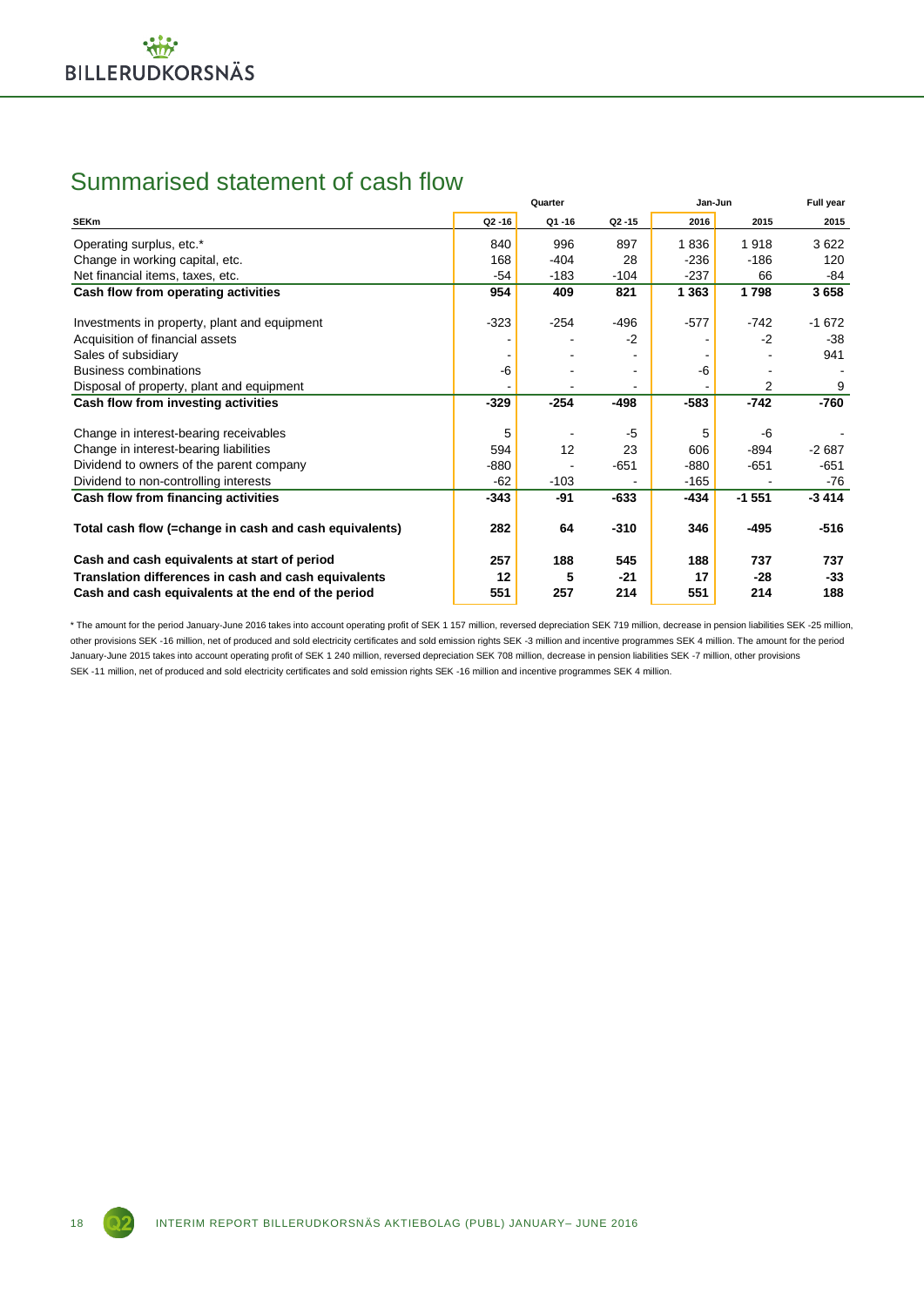## Summarised statement of cash flow

| SEKm | Quarter | | | Jan-Jun | | Full year |
|---|---|---|---|---|---|---|
| | Q2 -16 | Q1 -16 | Q2 -15 | 2016 | 2015 | 2015 |
| Operating surplus, etc.* | 840 | 996 | 897 | 1 836 | 1 918 | 3 622 |
| Change in working capital, etc. | 168 | -404 | 28 | -236 | -186 | 120 |
| Net financial items, taxes, etc. | -54 | -183 | -104 | -237 | 66 | -84 |
| **Cash flow from operating activities** | **954** | **409** | **821** | **1 363** | **1 798** | **3 658** |
| Investments in property, plant and equipment | -323 | -254 | -496 | -577 | -742 | -1 672 |
| Acquisition of financial assets | - | - | -2 | - | -2 | -38 |
| Sales of subsidiary | - | - | - | - | - | 941 |
| Business combinations | -6 | - | - | -6 | - | - |
| Disposal of property, plant and equipment | - | - | - | - | 2 | 9 |
| **Cash flow from investing activities** | **-329** | **-254** | **-498** | **-583** | **-742** | **-760** |
| Change in interest-bearing receivables | 5 | - | -5 | 5 | -6 | - |
| Change in interest-bearing liabilities | 594 | 12 | 23 | 606 | -894 | -2 687 |
| Dividend to owners of the parent company | -880 | - | -651 | -880 | -651 | -651 |
| Dividend to non-controlling interests | -62 | -103 | - | -165 | - | -76 |
| **Cash flow from financing activities** | **-343** | **-91** | **-633** | **-434** | **-1 551** | **-3 414** |
| **Total cash flow (=change in cash and cash equivalents)** | **282** | **64** | **-310** | **346** | **-495** | **-516** |
| **Cash and cash equivalents at start of period** | **257** | **188** | **545** | **188** | **737** | **737** |
| **Translation differences in cash and cash equivalents** | **12** | **5** | **-21** | **17** | **-28** | **-33** |
| **Cash and cash equivalents at the end of the period** | **551** | **257** | **214** | **551** | **214** | **188** |

* The amount for the period January-June 2016 takes into account operating profit of SEK 1 157 million, reversed depreciation SEK 719 million, decrease in pension liabilities SEK -25 million, other provisions SEK -16 million, net of produced and sold electricity certificates and sold emission rights SEK -3 million and incentive programmes SEK 4 million. The amount for the period January-June 2015 takes into account operating profit of SEK 1 240 million, reversed depreciation SEK 708 million, decrease in pension liabilities SEK -7 million, other provisions SEK -11 million, net of produced and sold electricity certificates and sold emission rights SEK -16 million and incentive programmes SEK 4 million.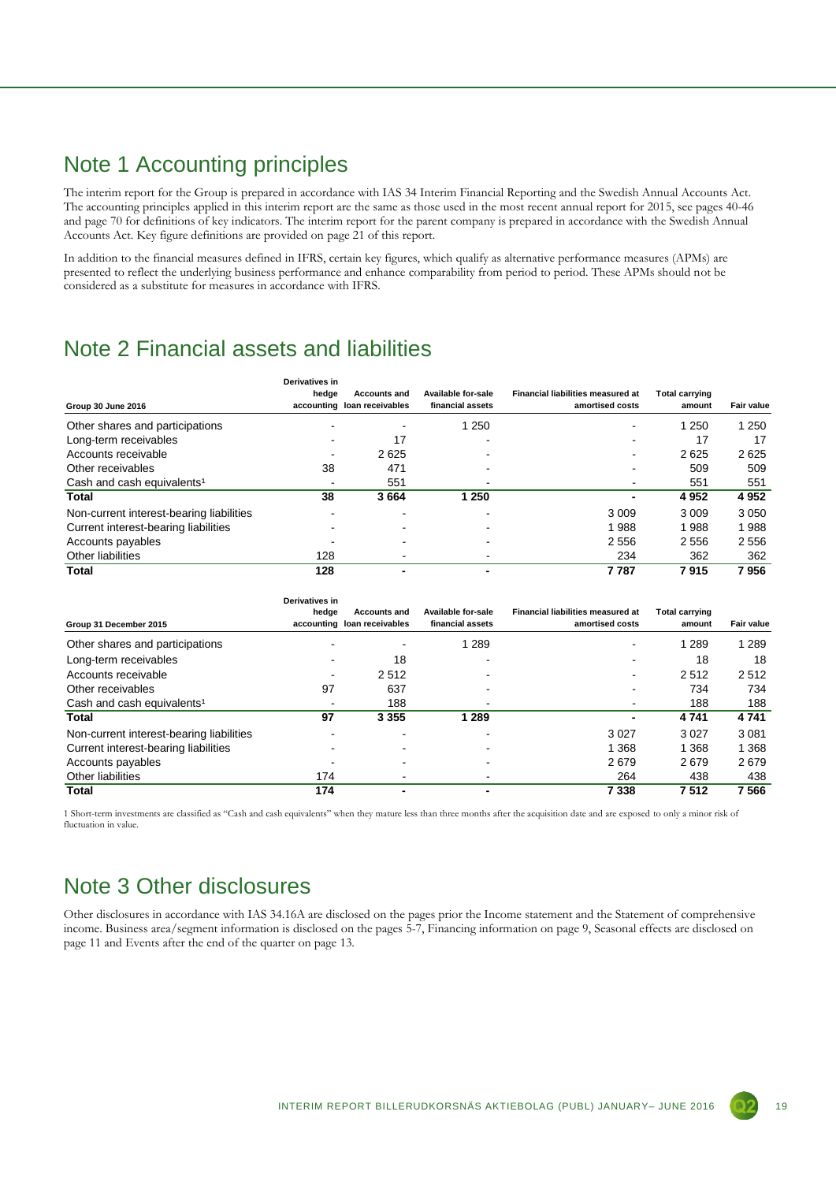# Note 1 Accounting principles

The interim report for the Group is prepared in accordance with IAS 34 Interim Financial Reporting and the Swedish Annual Accounts Act. The accounting principles applied in this interim report are the same as those used in the most recent annual report for 2015, see pages 40-46 and page 70 for definitions of key indicators. The interim report for the parent company is prepared in accordance with the Swedish Annual Accounts Act. Key figure definitions are provided on page 21 of this report.

In addition to the financial measures defined in IFRS, certain key figures, which qualify as alternative performance measures (APMs) are presented to reflect the underlying business performance and enhance comparability from period to period. These APMs should not be considered as a substitute for measures in accordance with IFRS.

# Note 2 Financial assets and liabilities

| Group 30 June 2016 | Derivatives in hedge accounting | Accounts and loan receivables | Available for-sale financial assets | Financial liabilities measured at amortised costs | Total carrying amount | Fair value |
|---|---|---|---|---|---|---|
| Other shares and participations | - | - | 1 250 | - | 1 250 | 1 250 |
| Long-term receivables | - | 17 | - | - | 17 | 17 |
| Accounts receivable | - | 2 625 | - | - | 2 625 | 2 625 |
| Other receivables | 38 | 471 | - | - | 509 | 509 |
| Cash and cash equivalents[1] | - | 551 | - | - | 551 | 551 |
| **Total** | **38** | **3 664** | **1 250** | **-** | **4 952** | **4 952** |
| Non-current interest-bearing liabilities | - | - | - | 3 009 | 3 009 | 3 050 |
| Current interest-bearing liabilities | - | - | - | 1 988 | 1 988 | 1 988 |
| Accounts payables | - | - | - | 2 556 | 2 556 | 2 556 |
| Other liabilities | 128 | - | - | 234 | 362 | 362 |
| **Total** | **128** | **-** | **-** | **7 787** | **7 915** | **7 956** |

| Group 31 December 2015 | Derivatives in hedge accounting | Accounts and loan receivables | Available for-sale financial assets | Financial liabilities measured at amortised costs | Total carrying amount | Fair value |
|---|---|---|---|---|---|---|
| Other shares and participations | - | - | 1 289 | - | 1 289 | 1 289 |
| Long-term receivables | - | 18 | - | - | 18 | 18 |
| Accounts receivable | - | 2 512 | - | - | 2 512 | 2 512 |
| Other receivables | 97 | 637 | - | - | 734 | 734 |
| Cash and cash equivalents[1] | - | 188 | - | - | 188 | 188 |
| **Total** | **97** | **3 355** | **1 289** | **-** | **4 741** | **4 741** |
| Non-current interest-bearing liabilities | - | - | - | 3 027 | 3 027 | 3 081 |
| Current interest-bearing liabilities | - | - | - | 1 368 | 1 368 | 1 368 |
| Accounts payables | - | - | - | 2 679 | 2 679 | 2 679 |
| Other liabilities | 174 | - | - | 264 | 438 | 438 |
| **Total** | **174** | **-** | **-** | **7 338** | **7 512** | **7 566** |

1 Short-term investments are classified as "Cash and cash equivalents" when they mature less than three months after the acquisition date and are exposed to only a minor risk of fluctuation in value.

# Note 3 Other disclosures

Other disclosures in accordance with IAS 34.16A are disclosed on the pages prior the Income statement and the Statement of comprehensive income. Business area/segment information is disclosed on the pages 5-7, Financing information on page 9, Seasonal effects are disclosed on page 11 and Events after the end of the quarter on page 13.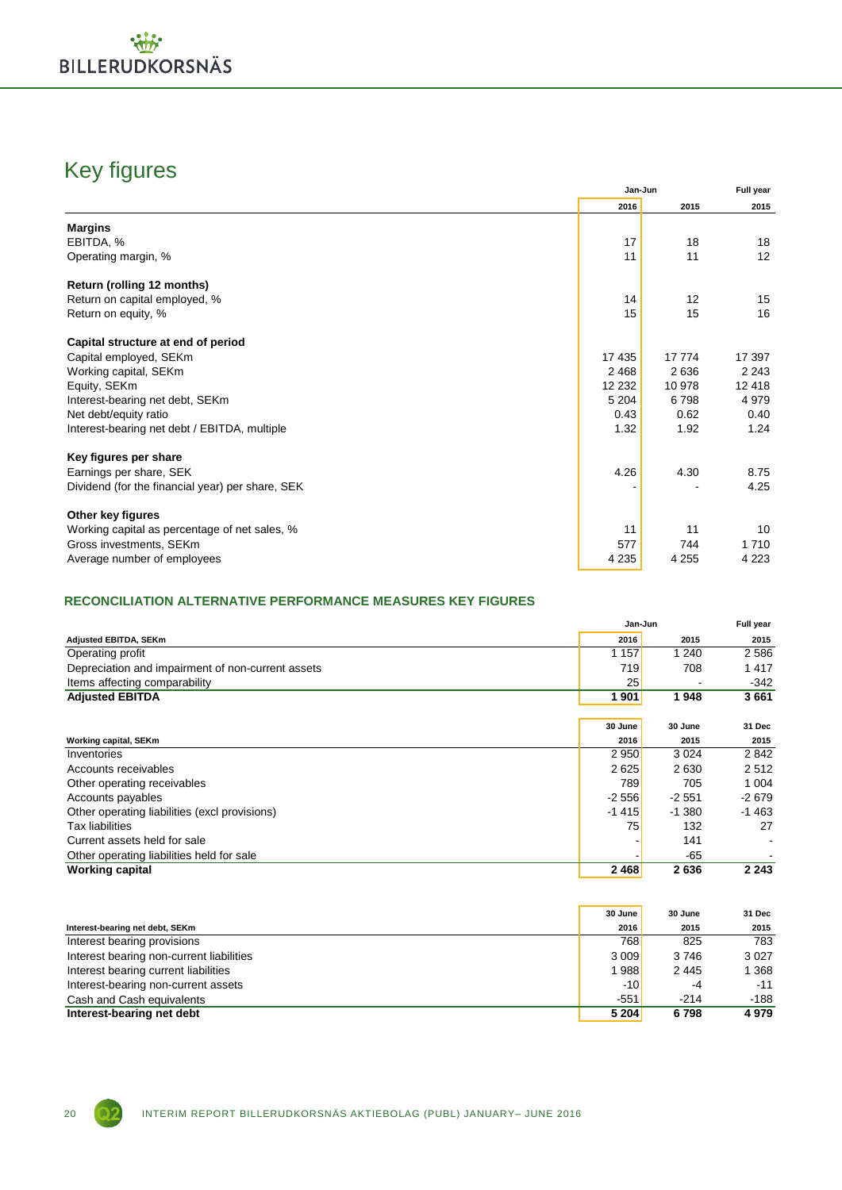# Key figures

| | Jan-Jun | | Full year |
|---|---|---|---|
| | 2016 | 2015 | 2015 |
| **Margins** | | | |
| EBITDA, % | 17 | 18 | 18 |
| Operating margin, % | 11 | 11 | 12 |
| **Return (rolling 12 months)** | | | |
| Return on capital employed, % | 14 | 12 | 15 |
| Return on equity, % | 15 | 15 | 16 |
| **Capital structure at end of period** | | | |
| Capital employed, SEKm | 17 435 | 17 774 | 17 397 |
| Working capital, SEKm | 2 468 | 2 636 | 2 243 |
| Equity, SEKm | 12 232 | 10 978 | 12 418 |
| Interest-bearing net debt, SEKm | 5 204 | 6 798 | 4 979 |
| Net debt/equity ratio | 0.43 | 0.62 | 0.40 |
| Interest-bearing net debt / EBITDA, multiple | 1.32 | 1.92 | 1.24 |
| **Key figures per share** | | | |
| Earnings per share, SEK | 4.26 | 4.30 | 8.75 |
| Dividend (for the financial year) per share, SEK | - | - | 4.25 |
| **Other key figures** | | | |
| Working capital as percentage of net sales, % | 11 | 11 | 10 |
| Gross investments, SEKm | 577 | 744 | 1 710 |
| Average number of employees | 4 235 | 4 255 | 4 223 |

### RECONCILIATION ALTERNATIVE PERFORMANCE MEASURES KEY FIGURES

| | Jan-Jun | | Full year |
|---|---|---|---|
| **Adjusted EBITDA, SEKm** | 2016 | 2015 | 2015 |
| Operating profit | 1 157 | 1 240 | 2 586 |
| Depreciation and impairment of non-current assets | 719 | 708 | 1 417 |
| Items affecting comparability | 25 | - | -342 |
| **Adjusted EBITDA** | **1 901** | **1 948** | **3 661** |

| | 30 June | 30 June | 31 Dec |
|---|---|---|---|
| **Working capital, SEKm** | 2016 | 2015 | 2015 |
| Inventories | 2 950 | 3 024 | 2 842 |
| Accounts receivables | 2 625 | 2 630 | 2 512 |
| Other operating receivables | 789 | 705 | 1 004 |
| Accounts payables | -2 556 | -2 551 | -2 679 |
| Other operating liabilities (excl provisions) | -1 415 | -1 380 | -1 463 |
| Tax liabilities | 75 | 132 | 27 |
| Current assets held for sale | - | 141 | - |
| Other operating liabilities held for sale | - | -65 | - |
| **Working capital** | **2 468** | **2 636** | **2 243** |

| | 30 June | 30 June | 31 Dec |
|---|---|---|---|
| **Interest-bearing net debt, SEKm** | 2016 | 2015 | 2015 |
| Interest bearing provisions | 768 | 825 | 783 |
| Interest bearing non-current liabilities | 3 009 | 3 746 | 3 027 |
| Interest bearing current liabilities | 1 988 | 2 445 | 1 368 |
| Interest-bearing non-current assets | -10 | -4 | -11 |
| Cash and Cash equivalents | -551 | -214 | -188 |
| **Interest-bearing net debt** | **5 204** | **6 798** | **4 979** |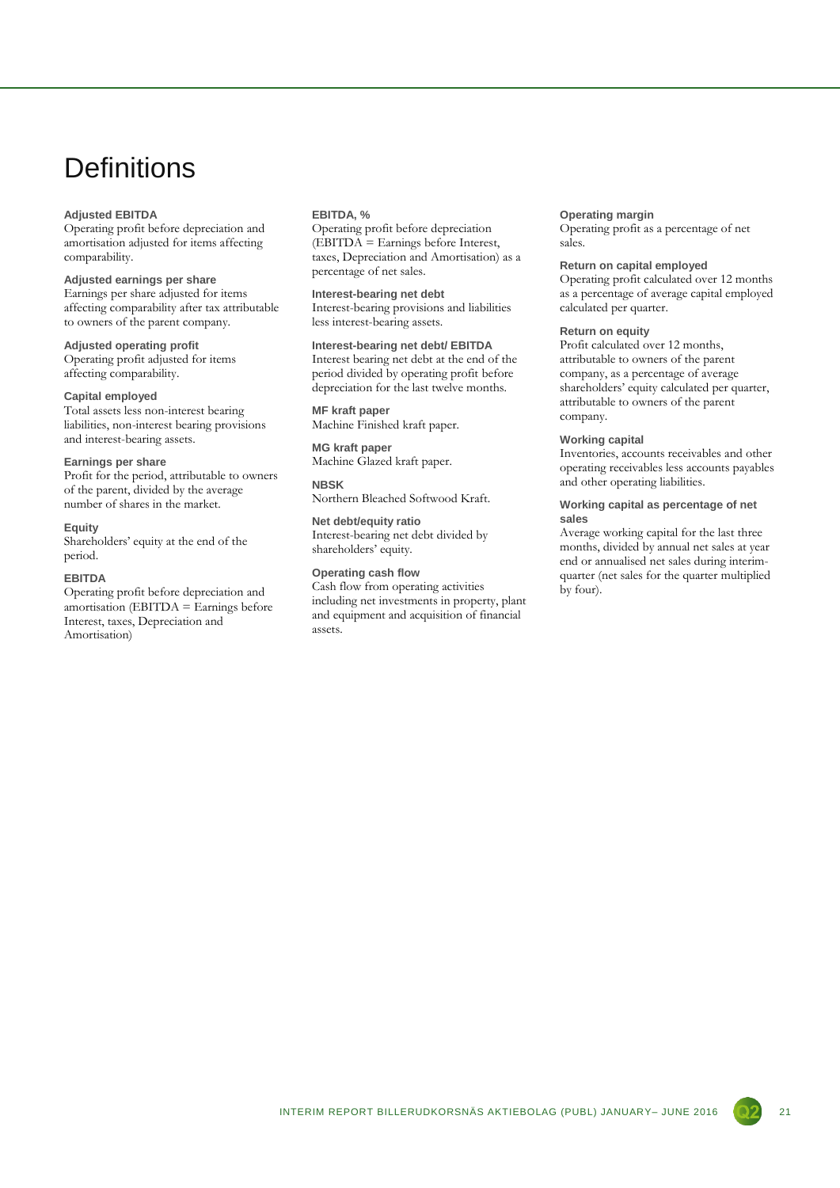# Definitions

**Adjusted EBITDA**
Operating profit before depreciation and amortisation adjusted for items affecting comparability.

**Adjusted earnings per share**
Earnings per share adjusted for items affecting comparability after tax attributable to owners of the parent company.

**Adjusted operating profit**
Operating profit adjusted for items affecting comparability.

**Capital employed**
Total assets less non-interest bearing liabilities, non-interest bearing provisions and interest-bearing assets.

**Earnings per share**
Profit for the period, attributable to owners of the parent, divided by the average number of shares in the market.

**Equity**
Shareholders' equity at the end of the period.

**EBITDA**
Operating profit before depreciation and amortisation (EBITDA = Earnings before Interest, taxes, Depreciation and Amortisation)

**EBITDA, %**
Operating profit before depreciation (EBITDA = Earnings before Interest, taxes, Depreciation and Amortisation) as a percentage of net sales.

**Interest-bearing net debt**
Interest-bearing provisions and liabilities less interest-bearing assets.

**Interest-bearing net debt/ EBITDA**
Interest bearing net debt at the end of the period divided by operating profit before depreciation for the last twelve months.

**MF kraft paper**
Machine Finished kraft paper.

**MG kraft paper**
Machine Glazed kraft paper.

**NBSK**
Northern Bleached Softwood Kraft.

**Net debt/equity ratio**
Interest-bearing net debt divided by shareholders' equity.

**Operating cash flow**
Cash flow from operating activities including net investments in property, plant and equipment and acquisition of financial assets.

**Operating margin**
Operating profit as a percentage of net sales.

**Return on capital employed**
Operating profit calculated over 12 months as a percentage of average capital employed calculated per quarter.

**Return on equity**
Profit calculated over 12 months, attributable to owners of the parent company, as a percentage of average shareholders' equity calculated per quarter, attributable to owners of the parent company.

**Working capital**
Inventories, accounts receivables and other operating receivables less accounts payables and other operating liabilities.

**Working capital as percentage of net sales**
Average working capital for the last three months, divided by annual net sales at year end or annualised net sales during interim-quarter (net sales for the quarter multiplied by four).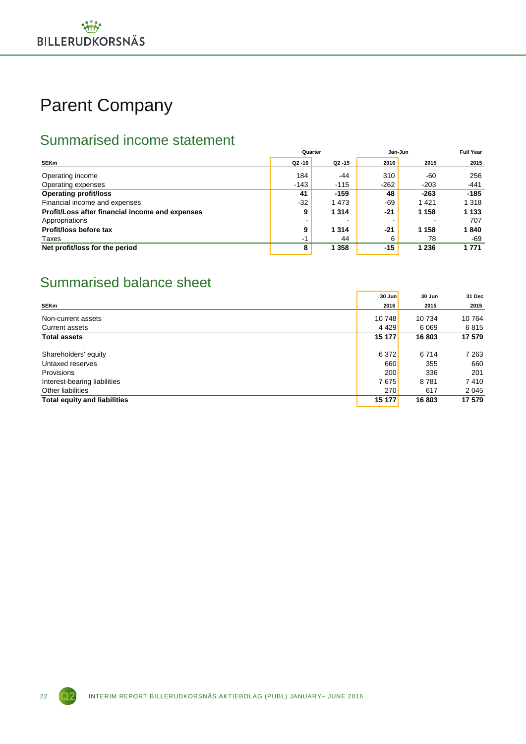# Parent Company

## Summarised income statement

| SEKm | Quarter | | Jan-Jun | | Full Year |
|---|---|---|---|---|---|
| | Q2 -16 | Q2 -15 | 2016 | 2015 | 2015 |
| Operating income | 184 | -44 | 310 | -60 | 256 |
| Operating expenses | -143 | -115 | -262 | -203 | -441 |
| **Operating profit/loss** | **41** | **-159** | **48** | **-263** | **-185** |
| Financial income and expenses | -32 | 1 473 | -69 | 1 421 | 1 318 |
| **Profit/Loss after financial income and expenses** | **9** | **1 314** | **-21** | **1 158** | **1 133** |
| Appropriations | - | - | - | - | 707 |
| **Profit/loss before tax** | **9** | **1 314** | **-21** | **1 158** | **1 840** |
| Taxes | -1 | 44 | 6 | 78 | -69 |
| **Net profit/loss for the period** | **8** | **1 358** | **-15** | **1 236** | **1 771** |

## Summarised balance sheet

| SEKm | 30 Jun 2016 | 30 Jun 2015 | 31 Dec 2015 |
|---|---|---|---|
| Non-current assets | 10 748 | 10 734 | 10 764 |
| Current assets | 4 429 | 6 069 | 6 815 |
| **Total assets** | **15 177** | **16 803** | **17 579** |
| Shareholders' equity | 6 372 | 6 714 | 7 263 |
| Untaxed reserves | 660 | 355 | 660 |
| Provisions | 200 | 336 | 201 |
| Interest-bearing liabilities | 7 675 | 8 781 | 7 410 |
| Other liabilities | 270 | 617 | 2 045 |
| **Total equity and liabilities** | **15 177** | **16 803** | **17 579** |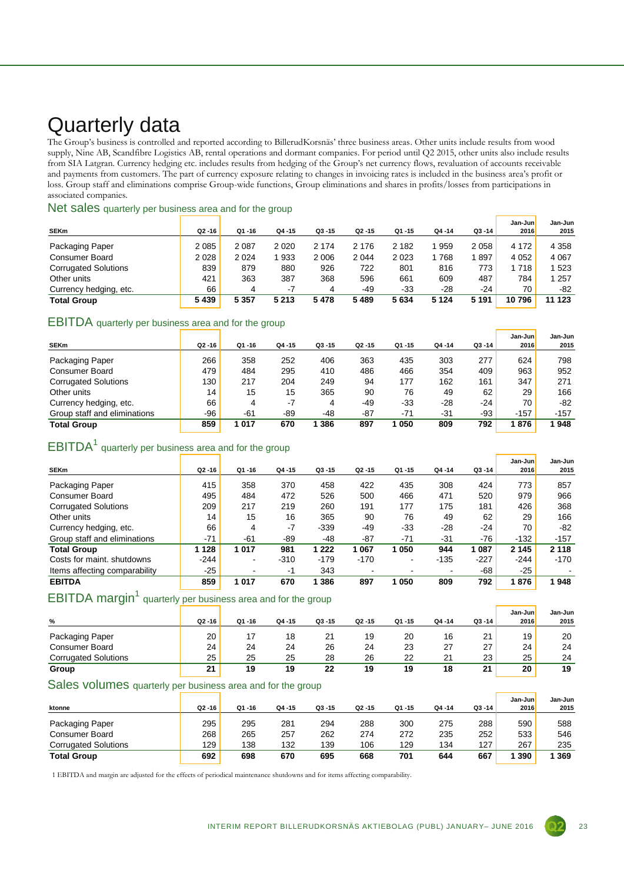# Quarterly data

The Group's business is controlled and reported according to BillerudKorsnäs' three business areas. Other units include results from wood supply, Nine AB, Scandfibre Logistics AB, rental operations and dormant companies. For period until Q2 2015, other units also include results from SIA Latgran. Currency hedging etc. includes results from hedging of the Group's net currency flows, revaluation of accounts receivable and payments from customers. The part of currency exposure relating to changes in invoicing rates is included in the business area's profit or loss. Group staff and eliminations comprise Group-wide functions, Group eliminations and shares in profits/losses from participations in associated companies.

## Net sales quarterly per business area and for the group

| SEKm | Q2 -16 | Q1 -16 | Q4 -15 | Q3 -15 | Q2 -15 | Q1 -15 | Q4 -14 | Q3 -14 | Jan-Jun 2016 | Jan-Jun 2015 |
|---|---|---|---|---|---|---|---|---|---|---|
| Packaging Paper | 2 085 | 2 087 | 2 020 | 2 174 | 2 176 | 2 182 | 1 959 | 2 058 | 4 172 | 4 358 |
| Consumer Board | 2 028 | 2 024 | 1 933 | 2 006 | 2 044 | 2 023 | 1 768 | 1 897 | 4 052 | 4 067 |
| Corrugated Solutions | 839 | 879 | 880 | 926 | 722 | 801 | 816 | 773 | 1 718 | 1 523 |
| Other units | 421 | 363 | 387 | 368 | 596 | 661 | 609 | 487 | 784 | 1 257 |
| Currency hedging, etc. | 66 | 4 | -7 | 4 | -49 | -33 | -28 | -24 | 70 | -82 |
| **Total Group** | **5 439** | **5 357** | **5 213** | **5 478** | **5 489** | **5 634** | **5 124** | **5 191** | **10 796** | **11 123** |

## EBITDA quarterly per business area and for the group

| SEKm | Q2 -16 | Q1 -16 | Q4 -15 | Q3 -15 | Q2 -15 | Q1 -15 | Q4 -14 | Q3 -14 | Jan-Jun 2016 | Jan-Jun 2015 |
|---|---|---|---|---|---|---|---|---|---|---|
| Packaging Paper | 266 | 358 | 252 | 406 | 363 | 435 | 303 | 277 | 624 | 798 |
| Consumer Board | 479 | 484 | 295 | 410 | 486 | 466 | 354 | 409 | 963 | 952 |
| Corrugated Solutions | 130 | 217 | 204 | 249 | 94 | 177 | 162 | 161 | 347 | 271 |
| Other units | 14 | 15 | 15 | 365 | 90 | 76 | 49 | 62 | 29 | 166 |
| Currency hedging, etc. | 66 | 4 | -7 | 4 | -49 | -33 | -28 | -24 | 70 | -82 |
| Group staff and eliminations | -96 | -61 | -89 | -48 | -87 | -71 | -31 | -93 | -157 | -157 |
| **Total Group** | **859** | **1 017** | **670** | **1 386** | **897** | **1 050** | **809** | **792** | **1 876** | **1 948** |

## EBITDA[1] quarterly per business area and for the group

| SEKm | Q2 -16 | Q1 -16 | Q4 -15 | Q3 -15 | Q2 -15 | Q1 -15 | Q4 -14 | Q3 -14 | Jan-Jun 2016 | Jan-Jun 2015 |
|---|---|---|---|---|---|---|---|---|---|---|
| Packaging Paper | 415 | 358 | 370 | 458 | 422 | 435 | 308 | 424 | 773 | 857 |
| Consumer Board | 495 | 484 | 472 | 526 | 500 | 466 | 471 | 520 | 979 | 966 |
| Corrugated Solutions | 209 | 217 | 219 | 260 | 191 | 177 | 175 | 181 | 426 | 368 |
| Other units | 14 | 15 | 16 | 365 | 90 | 76 | 49 | 62 | 29 | 166 |
| Currency hedging, etc. | 66 | 4 | -7 | -339 | -49 | -33 | -28 | -24 | 70 | -82 |
| Group staff and eliminations | -71 | -61 | -89 | -48 | -87 | -71 | -31 | -76 | -132 | -157 |
| **Total Group** | **1 128** | **1 017** | **981** | **1 222** | **1 067** | **1 050** | **944** | **1 087** | **2 145** | **2 118** |
| Costs for maint. shutdowns | -244 | - | -310 | -179 | -170 | - | -135 | -227 | -244 | -170 |
| Items affecting comparability | -25 | - | -1 | 343 | - | - | - | -68 | -25 | - |
| **EBITDA** | **859** | **1 017** | **670** | **1 386** | **897** | **1 050** | **809** | **792** | **1 876** | **1 948** |

## EBITDA margin[1] quarterly per business area and for the group

| % | Q2 -16 | Q1 -16 | Q4 -15 | Q3 -15 | Q2 -15 | Q1 -15 | Q4 -14 | Q3 -14 | Jan-Jun 2016 | Jan-Jun 2015 |
|---|---|---|---|---|---|---|---|---|---|---|
| Packaging Paper | 20 | 17 | 18 | 21 | 19 | 20 | 16 | 21 | 19 | 20 |
| Consumer Board | 24 | 24 | 24 | 26 | 24 | 23 | 27 | 27 | 24 | 24 |
| Corrugated Solutions | 25 | 25 | 25 | 28 | 26 | 22 | 21 | 23 | 25 | 24 |
| **Group** | **21** | **19** | **19** | **22** | **19** | **19** | **18** | **21** | **20** | **19** |

## Sales volumes quarterly per business area and for the group

| ktonne | Q2 -16 | Q1 -16 | Q4 -15 | Q3 -15 | Q2 -15 | Q1 -15 | Q4 -14 | Q3 -14 | Jan-Jun 2016 | Jan-Jun 2015 |
|---|---|---|---|---|---|---|---|---|---|---|
| Packaging Paper | 295 | 295 | 281 | 294 | 288 | 300 | 275 | 288 | 590 | 588 |
| Consumer Board | 268 | 265 | 257 | 262 | 274 | 272 | 235 | 252 | 533 | 546 |
| Corrugated Solutions | 129 | 138 | 132 | 139 | 106 | 129 | 134 | 127 | 267 | 235 |
| **Total Group** | **692** | **698** | **670** | **695** | **668** | **701** | **644** | **667** | **1 390** | **1 369** |

1 EBITDA and margin are adjusted for the effects of periodical maintenance shutdowns and for items affecting comparability.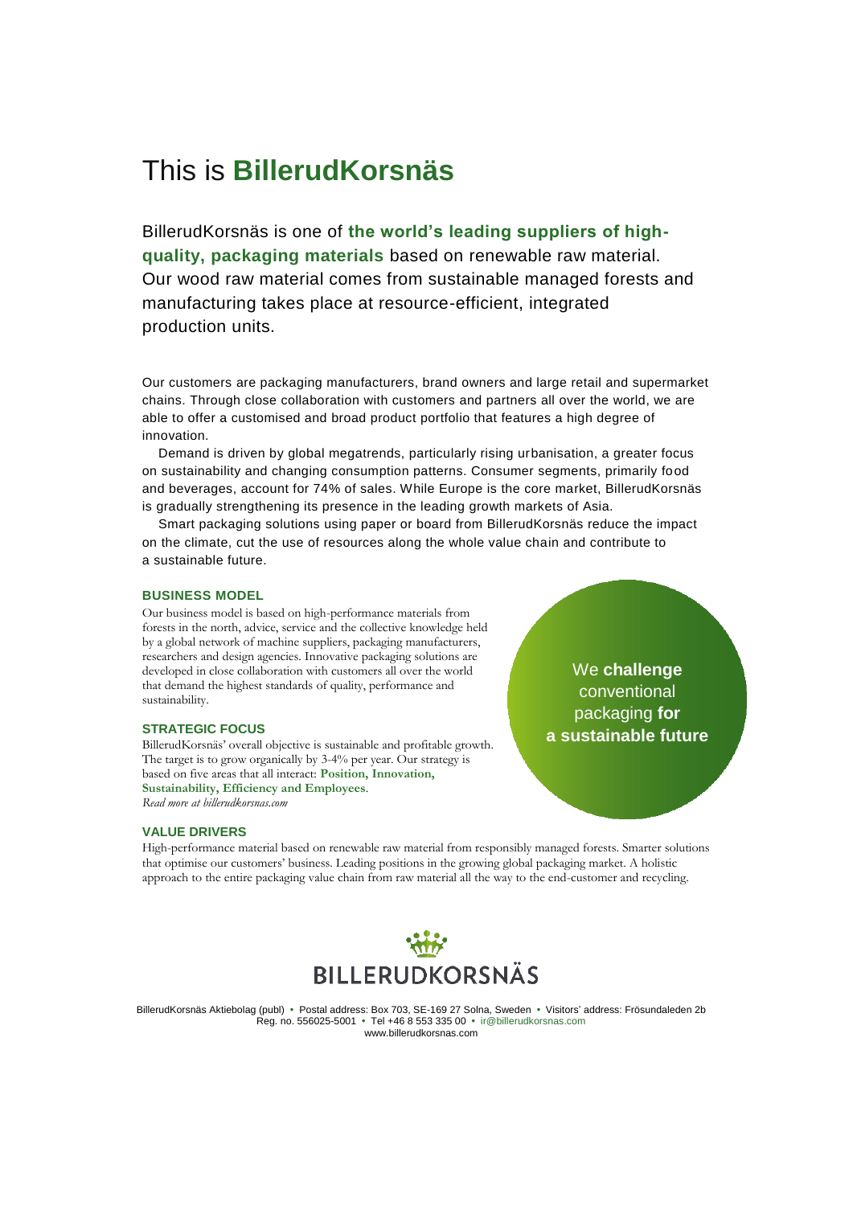# This is **BillerudKorsnäs**

BillerudKorsnäs is one of **the world's leading suppliers of high-quality, packaging materials** based on renewable raw material. Our wood raw material comes from sustainable managed forests and manufacturing takes place at resource-efficient, integrated production units.

Our customers are packaging manufacturers, brand owners and large retail and supermarket chains. Through close collaboration with customers and partners all over the world, we are able to offer a customised and broad product portfolio that features a high degree of innovation.

Demand is driven by global megatrends, particularly rising urbanisation, a greater focus on sustainability and changing consumption patterns. Consumer segments, primarily food and beverages, account for 74% of sales. While Europe is the core market, BillerudKorsnäs is gradually strengthening its presence in the leading growth markets of Asia.

Smart packaging solutions using paper or board from BillerudKorsnäs reduce the impact on the climate, cut the use of resources along the whole value chain and contribute to a sustainable future.

### BUSINESS MODEL

Our business model is based on high-performance materials from forests in the north, advice, service and the collective knowledge held by a global network of machine suppliers, packaging manufacturers, researchers and design agencies. Innovative packaging solutions are developed in close collaboration with customers all over the world that demand the highest standards of quality, performance and sustainability.

### STRATEGIC FOCUS

BillerudKorsnäs' overall objective is sustainable and profitable growth. The target is to grow organically by 3-4% per year. Our strategy is based on five areas that all interact: **Position, Innovation, Sustainability, Efficiency and Employees**.
*Read more at billerudkorsnas.com*

We **challenge** conventional packaging **for a sustainable future**

### VALUE DRIVERS

High-performance material based on renewable raw material from responsibly managed forests. Smarter solutions that optimise our customers' business. Leading positions in the growing global packaging market. A holistic approach to the entire packaging value chain from raw material all the way to the end-customer and recycling.

BILLERUDKORSNÄS

BillerudKorsnäs Aktiebolag (publ) • Postal address: Box 703, SE-169 27 Solna, Sweden • Visitors' address: Frösundaleden 2b
Reg. no. 556025-5001 • Tel +46 8 553 335 00 • ir@billerudkorsnas.com
www.billerudkorsnas.com